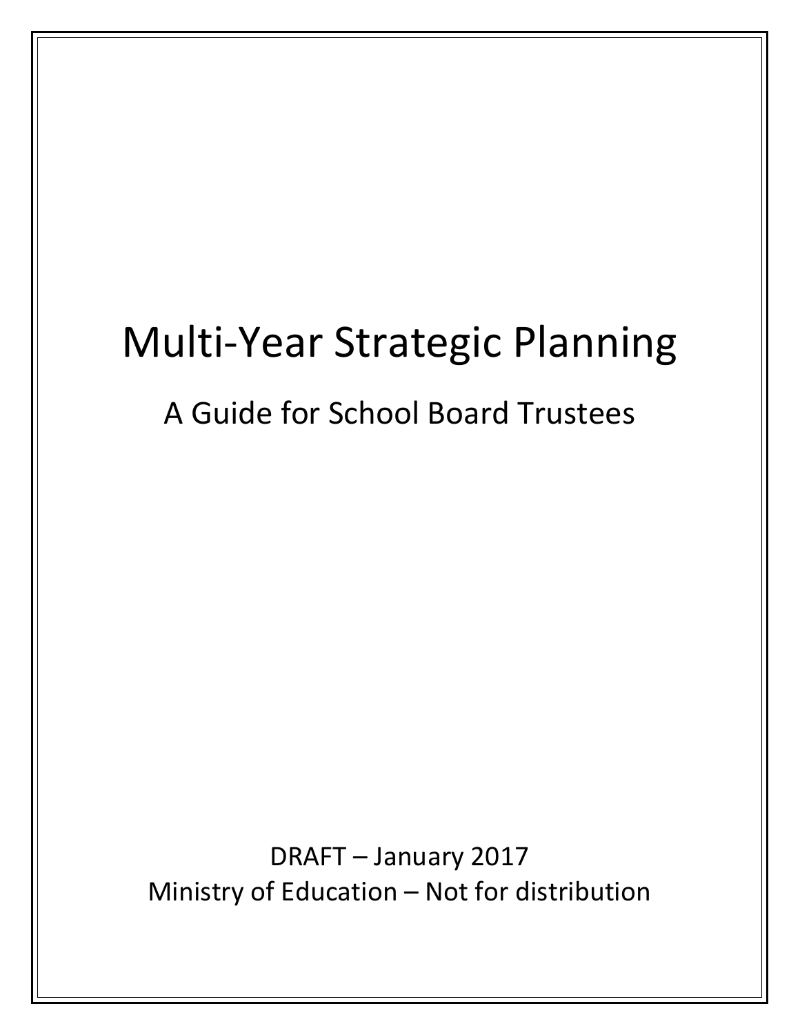# Multi-Year Strategic Planning

## A Guide for School Board Trustees

DRAFT – January 2017

Ministry of Education – Not for distribution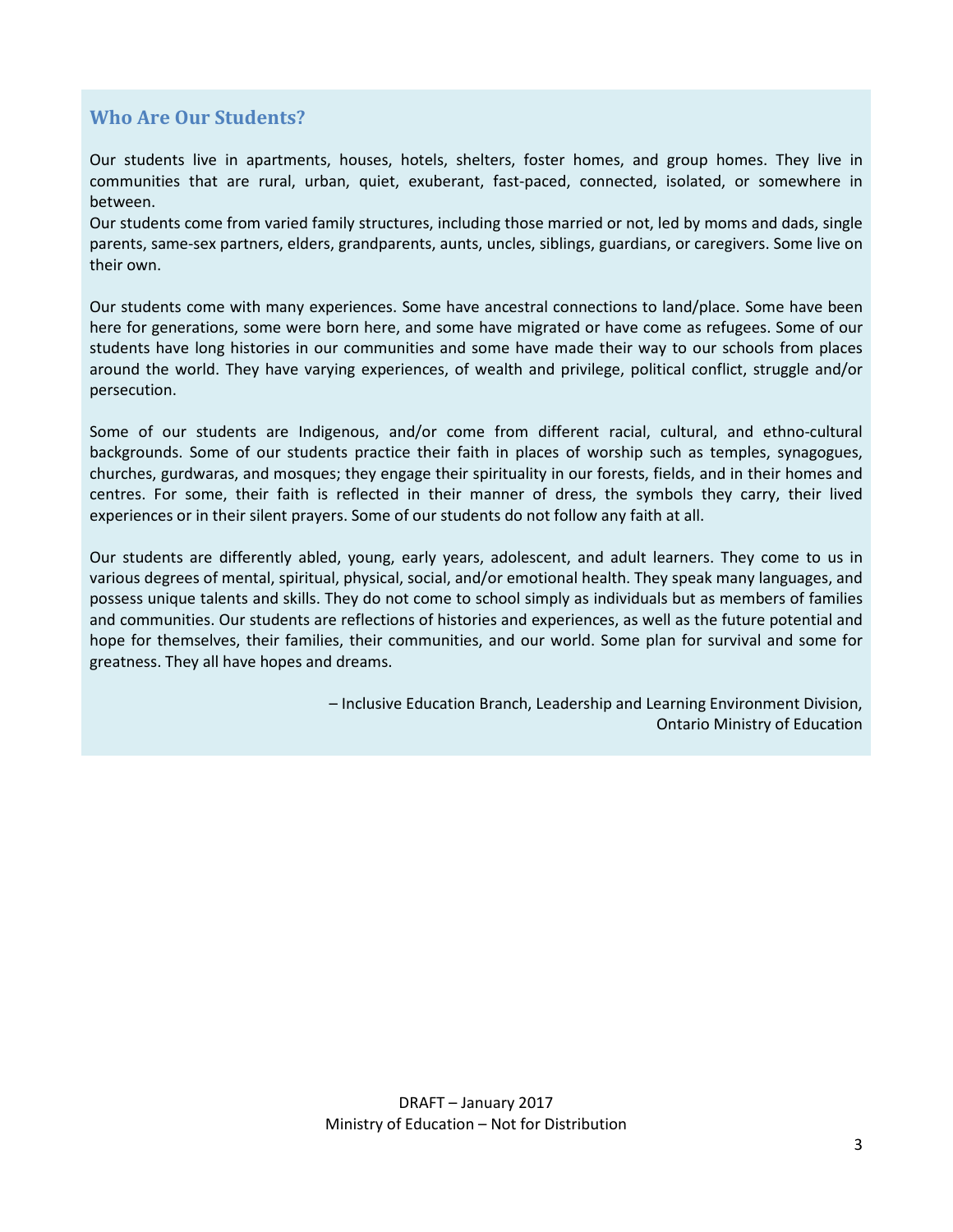## Who Are Our Students?

Our students live in apartments, houses, hotels, shelters, foster homes, and group homes. They live in communities that are rural, urban, quiet, exuberant, fast-paced, connected, isolated, or somewhere in between.
Our students come from varied family structures, including those married or not, led by moms and dads, single parents, same-sex partners, elders, grandparents, aunts, uncles, siblings, guardians, or caregivers. Some live on their own.

Our students come with many experiences. Some have ancestral connections to land/place. Some have been here for generations, some were born here, and some have migrated or have come as refugees. Some of our students have long histories in our communities and some have made their way to our schools from places around the world. They have varying experiences, of wealth and privilege, political conflict, struggle and/or persecution.

Some of our students are Indigenous, and/or come from different racial, cultural, and ethno-cultural backgrounds. Some of our students practice their faith in places of worship such as temples, synagogues, churches, gurdwaras, and mosques; they engage their spirituality in our forests, fields, and in their homes and centres. For some, their faith is reflected in their manner of dress, the symbols they carry, their lived experiences or in their silent prayers. Some of our students do not follow any faith at all.

Our students are differently abled, young, early years, adolescent, and adult learners. They come to us in various degrees of mental, spiritual, physical, social, and/or emotional health. They speak many languages, and possess unique talents and skills. They do not come to school simply as individuals but as members of families and communities. Our students are reflections of histories and experiences, as well as the future potential and hope for themselves, their families, their communities, and our world. Some plan for survival and some for greatness. They all have hopes and dreams.

– Inclusive Education Branch, Leadership and Learning Environment Division, Ontario Ministry of Education

DRAFT – January 2017
Ministry of Education – Not for Distribution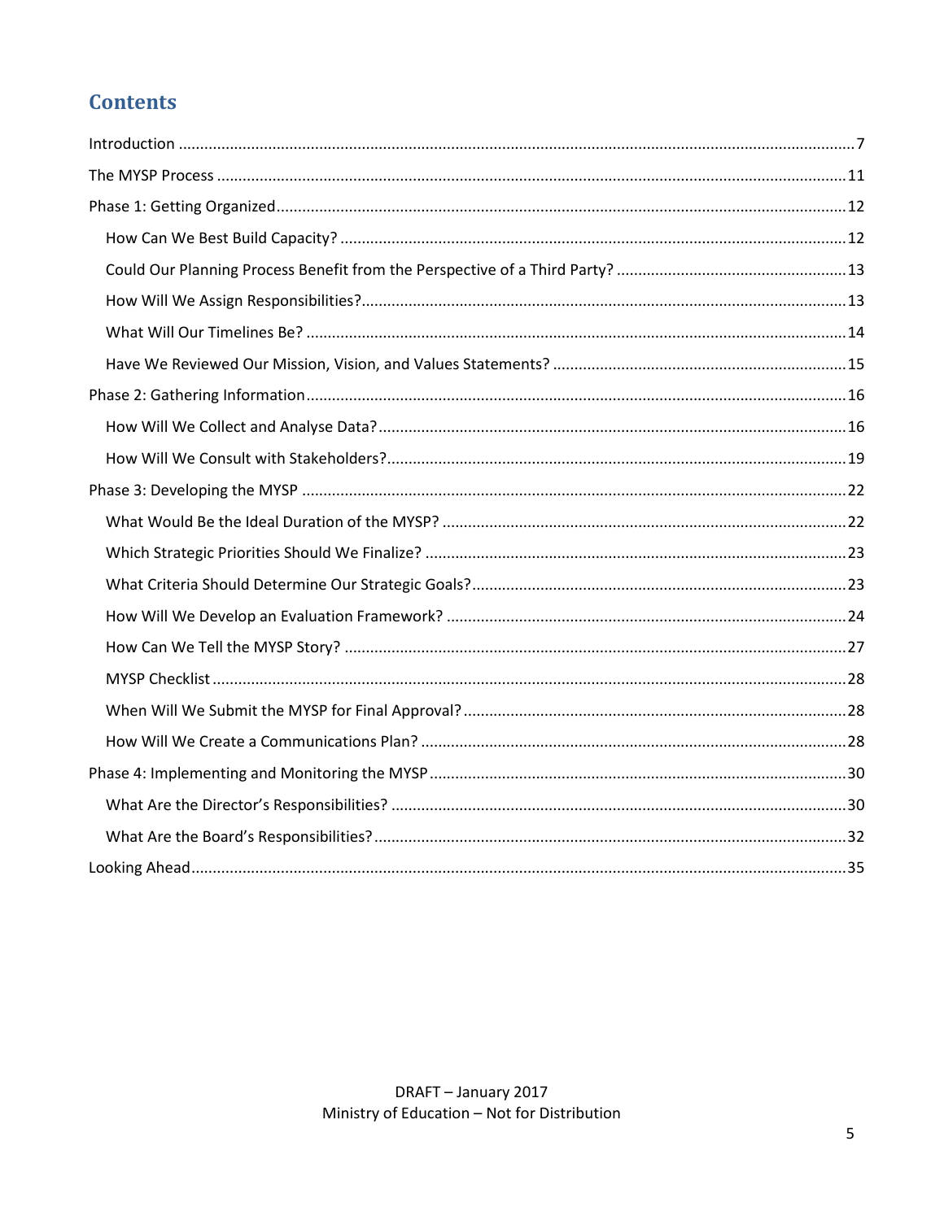## Contents

- Introduction ....7
- The MYSP Process ....11
- Phase 1: Getting Organized ....12
  - How Can We Best Build Capacity? ....12
  - Could Our Planning Process Benefit from the Perspective of a Third Party? ....13
  - How Will We Assign Responsibilities? ....13
  - What Will Our Timelines Be? ....14
  - Have We Reviewed Our Mission, Vision, and Values Statements? ....15
- Phase 2: Gathering Information ....16
  - How Will We Collect and Analyse Data? ....16
  - How Will We Consult with Stakeholders? ....19
- Phase 3: Developing the MYSP ....22
  - What Would Be the Ideal Duration of the MYSP? ....22
  - Which Strategic Priorities Should We Finalize? ....23
  - What Criteria Should Determine Our Strategic Goals? ....23
  - How Will We Develop an Evaluation Framework? ....24
  - How Can We Tell the MYSP Story? ....27
  - MYSP Checklist ....28
  - When Will We Submit the MYSP for Final Approval? ....28
  - How Will We Create a Communications Plan? ....28
- Phase 4: Implementing and Monitoring the MYSP ....30
  - What Are the Director's Responsibilities? ....30
  - What Are the Board's Responsibilities? ....32
- Looking Ahead ....35

DRAFT – January 2017
Ministry of Education – Not for Distribution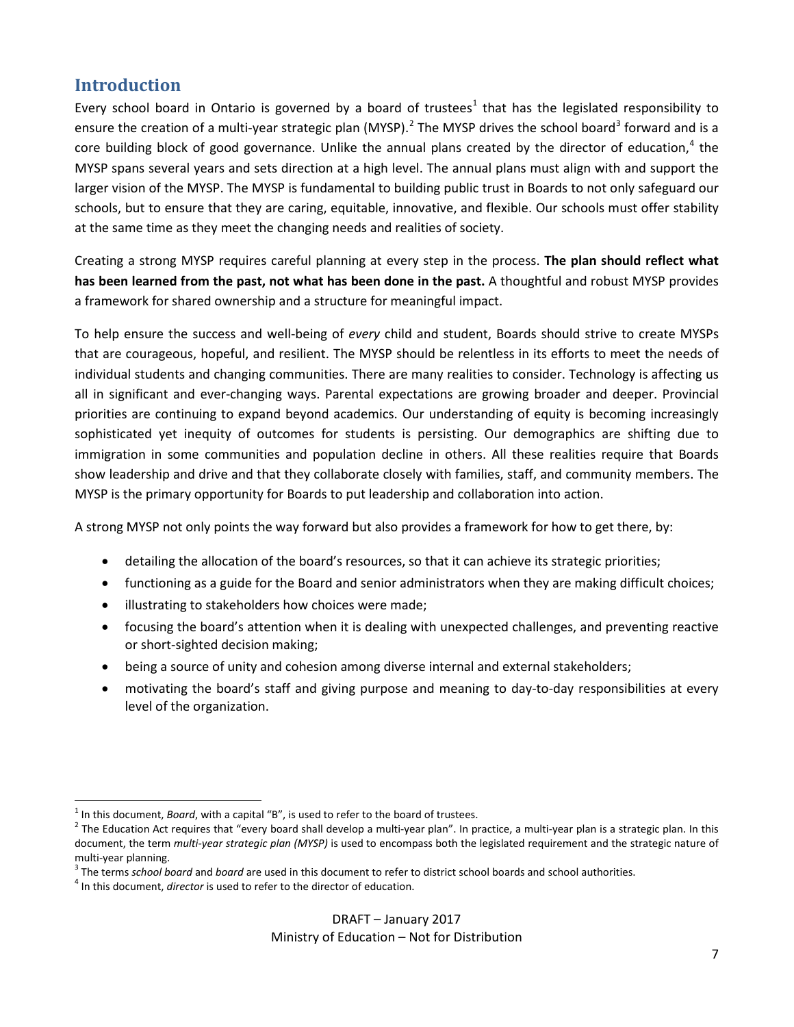## Introduction

Every school board in Ontario is governed by a board of trustees[1] that has the legislated responsibility to ensure the creation of a multi-year strategic plan (MYSP).[2] The MYSP drives the school board[3] forward and is a core building block of good governance. Unlike the annual plans created by the director of education,[4] the MYSP spans several years and sets direction at a high level. The annual plans must align with and support the larger vision of the MYSP. The MYSP is fundamental to building public trust in Boards to not only safeguard our schools, but to ensure that they are caring, equitable, innovative, and flexible. Our schools must offer stability at the same time as they meet the changing needs and realities of society.

Creating a strong MYSP requires careful planning at every step in the process. **The plan should reflect what has been learned from the past, not what has been done in the past.** A thoughtful and robust MYSP provides a framework for shared ownership and a structure for meaningful impact.

To help ensure the success and well-being of *every* child and student, Boards should strive to create MYSPs that are courageous, hopeful, and resilient. The MYSP should be relentless in its efforts to meet the needs of individual students and changing communities. There are many realities to consider. Technology is affecting us all in significant and ever-changing ways. Parental expectations are growing broader and deeper. Provincial priorities are continuing to expand beyond academics. Our understanding of equity is becoming increasingly sophisticated yet inequity of outcomes for students is persisting. Our demographics are shifting due to immigration in some communities and population decline in others. All these realities require that Boards show leadership and drive and that they collaborate closely with families, staff, and community members. The MYSP is the primary opportunity for Boards to put leadership and collaboration into action.

A strong MYSP not only points the way forward but also provides a framework for how to get there, by:

- detailing the allocation of the board's resources, so that it can achieve its strategic priorities;
- functioning as a guide for the Board and senior administrators when they are making difficult choices;
- illustrating to stakeholders how choices were made;
- focusing the board's attention when it is dealing with unexpected challenges, and preventing reactive or short-sighted decision making;
- being a source of unity and cohesion among diverse internal and external stakeholders;
- motivating the board's staff and giving purpose and meaning to day-to-day responsibilities at every level of the organization.

---

[1] In this document, *Board*, with a capital "B", is used to refer to the board of trustees.

[2] The Education Act requires that "every board shall develop a multi-year plan". In practice, a multi-year plan is a strategic plan. In this document, the term *multi-year strategic plan (MYSP)* is used to encompass both the legislated requirement and the strategic nature of multi-year planning.

[3] The terms *school board* and *board* are used in this document to refer to district school boards and school authorities.

[4] In this document, *director* is used to refer to the director of education.

DRAFT – January 2017
Ministry of Education – Not for Distribution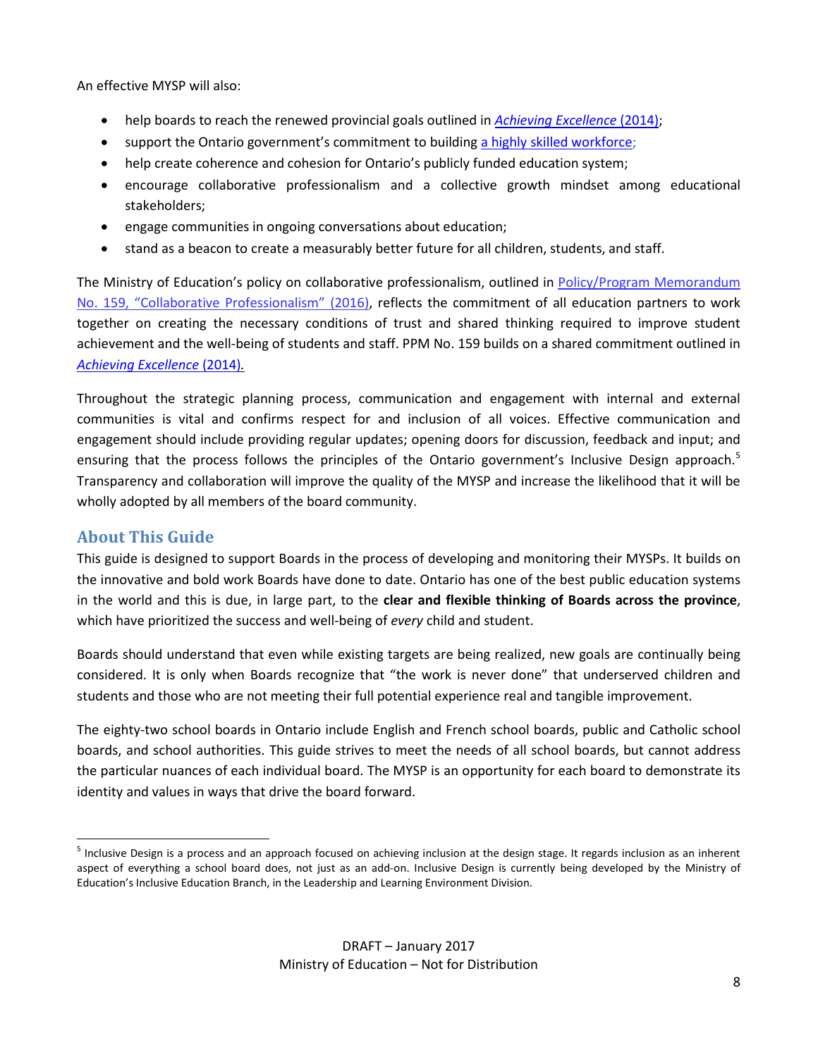An effective MYSP will also:

- help boards to reach the renewed provincial goals outlined in *Achieving Excellence* (2014);
- support the Ontario government's commitment to building a highly skilled workforce;
- help create coherence and cohesion for Ontario's publicly funded education system;
- encourage collaborative professionalism and a collective growth mindset among educational stakeholders;
- engage communities in ongoing conversations about education;
- stand as a beacon to create a measurably better future for all children, students, and staff.

The Ministry of Education's policy on collaborative professionalism, outlined in Policy/Program Memorandum No. 159, "Collaborative Professionalism" (2016), reflects the commitment of all education partners to work together on creating the necessary conditions of trust and shared thinking required to improve student achievement and the well-being of students and staff. PPM No. 159 builds on a shared commitment outlined in *Achieving Excellence* (2014).

Throughout the strategic planning process, communication and engagement with internal and external communities is vital and confirms respect for and inclusion of all voices. Effective communication and engagement should include providing regular updates; opening doors for discussion, feedback and input; and ensuring that the process follows the principles of the Ontario government's Inclusive Design approach.[5] Transparency and collaboration will improve the quality of the MYSP and increase the likelihood that it will be wholly adopted by all members of the board community.

## About This Guide

This guide is designed to support Boards in the process of developing and monitoring their MYSPs. It builds on the innovative and bold work Boards have done to date. Ontario has one of the best public education systems in the world and this is due, in large part, to the **clear and flexible thinking of Boards across the province**, which have prioritized the success and well-being of *every* child and student.

Boards should understand that even while existing targets are being realized, new goals are continually being considered. It is only when Boards recognize that "the work is never done" that underserved children and students and those who are not meeting their full potential experience real and tangible improvement.

The eighty-two school boards in Ontario include English and French school boards, public and Catholic school boards, and school authorities. This guide strives to meet the needs of all school boards, but cannot address the particular nuances of each individual board. The MYSP is an opportunity for each board to demonstrate its identity and values in ways that drive the board forward.

---

[5] Inclusive Design is a process and an approach focused on achieving inclusion at the design stage. It regards inclusion as an inherent aspect of everything a school board does, not just as an add-on. Inclusive Design is currently being developed by the Ministry of Education's Inclusive Education Branch, in the Leadership and Learning Environment Division.

DRAFT – January 2017
Ministry of Education – Not for Distribution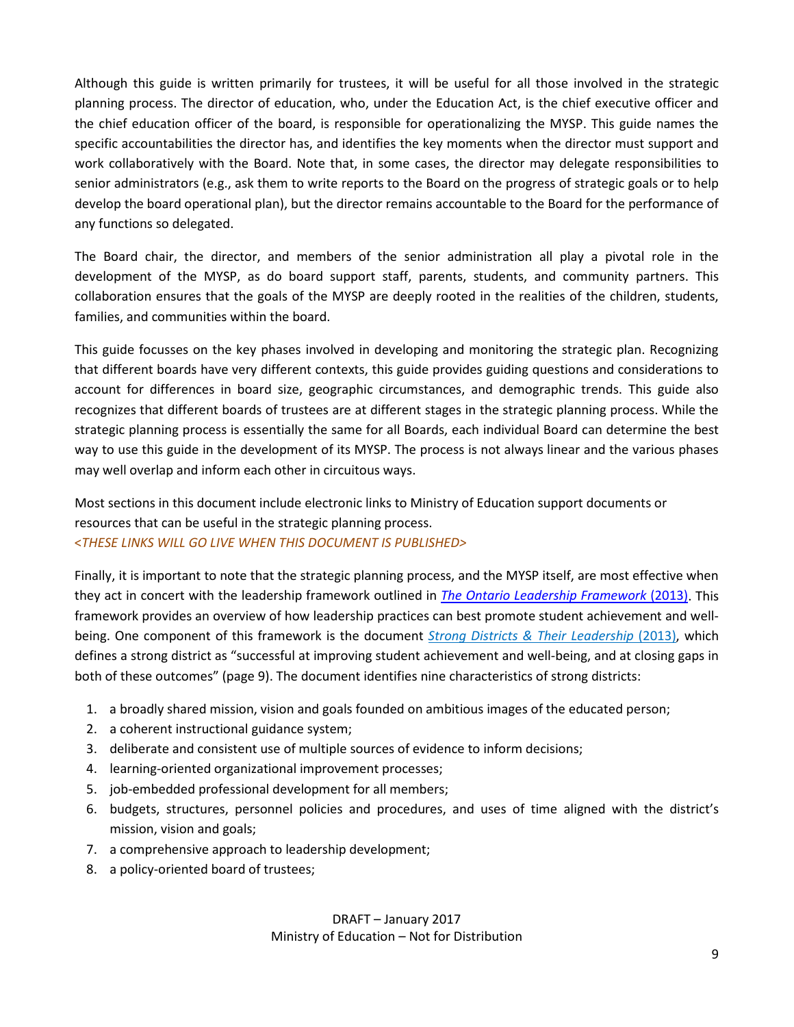Although this guide is written primarily for trustees, it will be useful for all those involved in the strategic planning process. The director of education, who, under the Education Act, is the chief executive officer and the chief education officer of the board, is responsible for operationalizing the MYSP. This guide names the specific accountabilities the director has, and identifies the key moments when the director must support and work collaboratively with the Board. Note that, in some cases, the director may delegate responsibilities to senior administrators (e.g., ask them to write reports to the Board on the progress of strategic goals or to help develop the board operational plan), but the director remains accountable to the Board for the performance of any functions so delegated.

The Board chair, the director, and members of the senior administration all play a pivotal role in the development of the MYSP, as do board support staff, parents, students, and community partners. This collaboration ensures that the goals of the MYSP are deeply rooted in the realities of the children, students, families, and communities within the board.

This guide focusses on the key phases involved in developing and monitoring the strategic plan. Recognizing that different boards have very different contexts, this guide provides guiding questions and considerations to account for differences in board size, geographic circumstances, and demographic trends. This guide also recognizes that different boards of trustees are at different stages in the strategic planning process. While the strategic planning process is essentially the same for all Boards, each individual Board can determine the best way to use this guide in the development of its MYSP. The process is not always linear and the various phases may well overlap and inform each other in circuitous ways.

Most sections in this document include electronic links to Ministry of Education support documents or resources that can be useful in the strategic planning process.
*<THESE LINKS WILL GO LIVE WHEN THIS DOCUMENT IS PUBLISHED>*

Finally, it is important to note that the strategic planning process, and the MYSP itself, are most effective when they act in concert with the leadership framework outlined in *The Ontario Leadership Framework* (2013). This framework provides an overview of how leadership practices can best promote student achievement and well-being. One component of this framework is the document *Strong Districts & Their Leadership* (2013), which defines a strong district as "successful at improving student achievement and well-being, and at closing gaps in both of these outcomes" (page 9). The document identifies nine characteristics of strong districts:

1. a broadly shared mission, vision and goals founded on ambitious images of the educated person;
2. a coherent instructional guidance system;
3. deliberate and consistent use of multiple sources of evidence to inform decisions;
4. learning-oriented organizational improvement processes;
5. job-embedded professional development for all members;
6. budgets, structures, personnel policies and procedures, and uses of time aligned with the district's mission, vision and goals;
7. a comprehensive approach to leadership development;
8. a policy-oriented board of trustees;

DRAFT – January 2017
Ministry of Education – Not for Distribution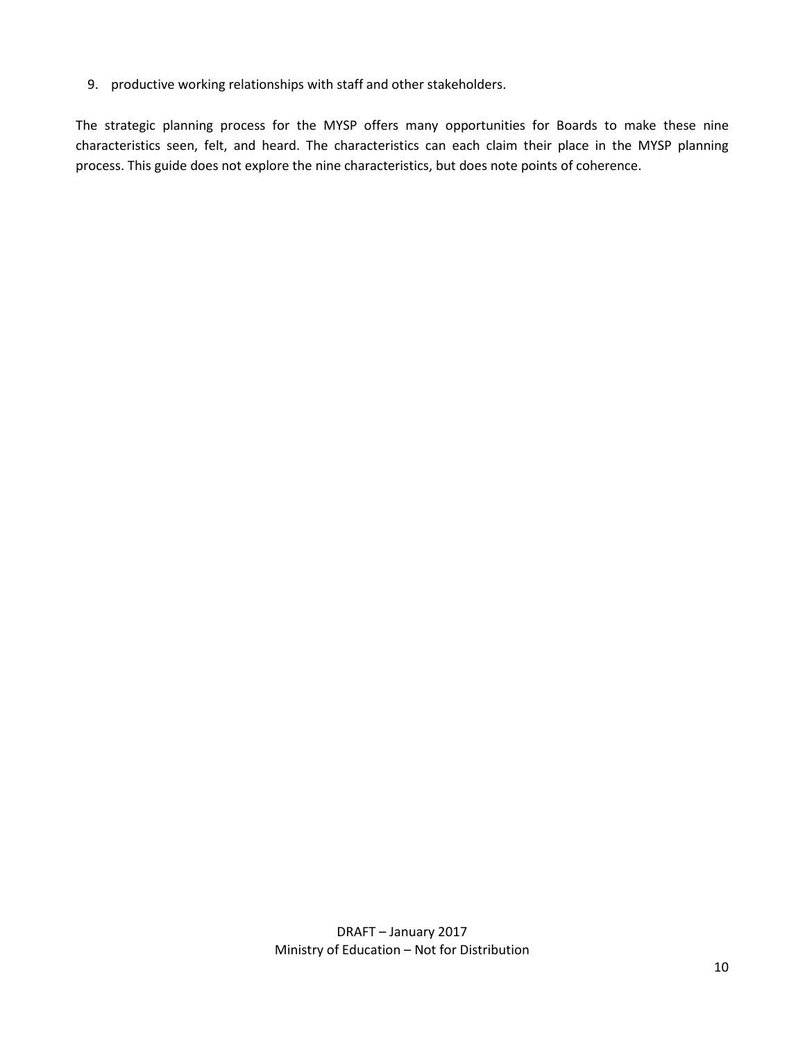9. productive working relationships with staff and other stakeholders.

The strategic planning process for the MYSP offers many opportunities for Boards to make these nine characteristics seen, felt, and heard. The characteristics can each claim their place in the MYSP planning process. This guide does not explore the nine characteristics, but does note points of coherence.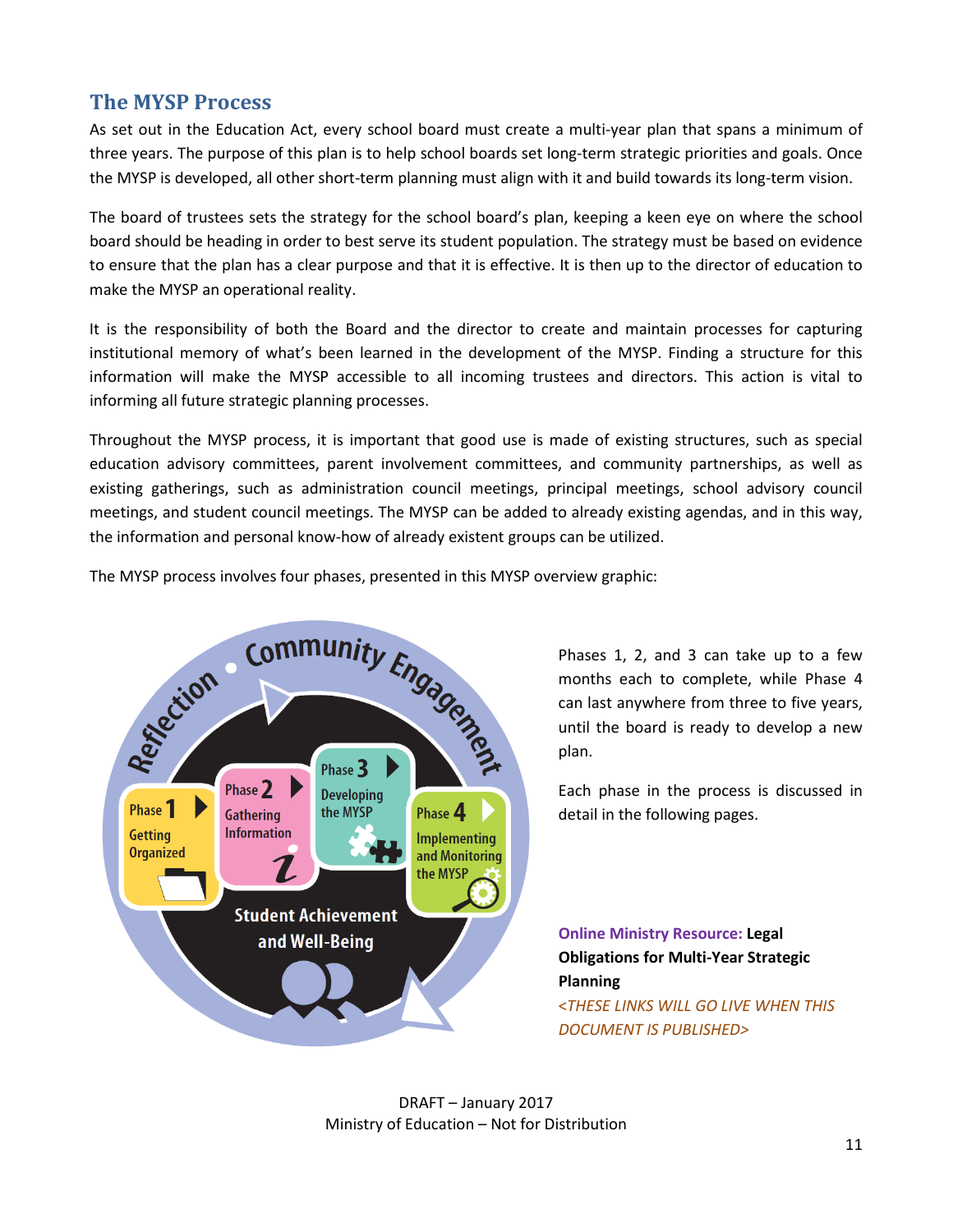## The MYSP Process

As set out in the Education Act, every school board must create a multi-year plan that spans a minimum of three years. The purpose of this plan is to help school boards set long-term strategic priorities and goals. Once the MYSP is developed, all other short-term planning must align with it and build towards its long-term vision.

The board of trustees sets the strategy for the school board's plan, keeping a keen eye on where the school board should be heading in order to best serve its student population. The strategy must be based on evidence to ensure that the plan has a clear purpose and that it is effective. It is then up to the director of education to make the MYSP an operational reality.

It is the responsibility of both the Board and the director to create and maintain processes for capturing institutional memory of what's been learned in the development of the MYSP. Finding a structure for this information will make the MYSP accessible to all incoming trustees and directors. This action is vital to informing all future strategic planning processes.

Throughout the MYSP process, it is important that good use is made of existing structures, such as special education advisory committees, parent involvement committees, and community partnerships, as well as existing gatherings, such as administration council meetings, principal meetings, school advisory council meetings, and student council meetings. The MYSP can be added to already existing agendas, and in this way, the information and personal know-how of already existent groups can be utilized.

The MYSP process involves four phases, presented in this MYSP overview graphic:

Reflection • Community Engagement

Phase 1 Getting Organized

Phase 2 Gathering Information

Phase 3 Developing the MYSP

Phase 4 Implementing and Monitoring the MYSP

Student Achievement and Well-Being

Phases 1, 2, and 3 can take up to a few months each to complete, while Phase 4 can last anywhere from three to five years, until the board is ready to develop a new plan.

Each phase in the process is discussed in detail in the following pages.

**Online Ministry Resource: Legal Obligations for Multi-Year Strategic Planning**

*<THESE LINKS WILL GO LIVE WHEN THIS DOCUMENT IS PUBLISHED>*

DRAFT – January 2017
Ministry of Education – Not for Distribution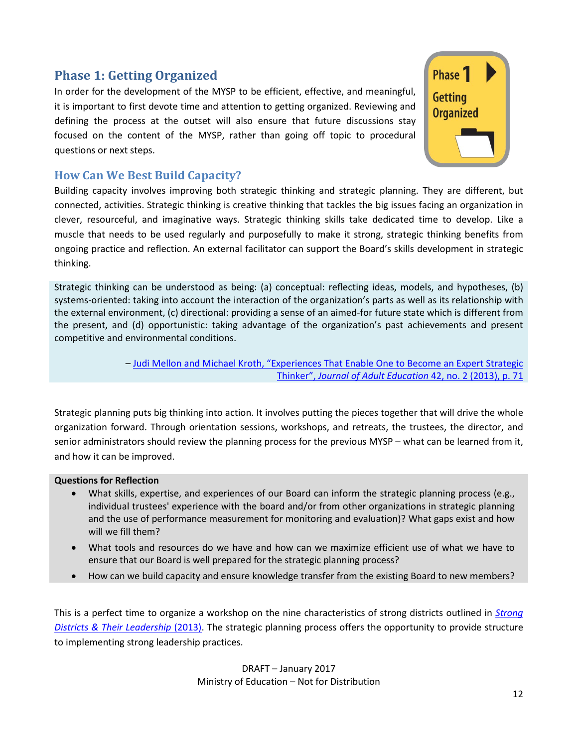## Phase 1: Getting Organized

In order for the development of the MYSP to be efficient, effective, and meaningful, it is important to first devote time and attention to getting organized. Reviewing and defining the process at the outset will also ensure that future discussions stay focused on the content of the MYSP, rather than going off topic to procedural questions or next steps.

### How Can We Best Build Capacity?

Building capacity involves improving both strategic thinking and strategic planning. They are different, but connected, activities. Strategic thinking is creative thinking that tackles the big issues facing an organization in clever, resourceful, and imaginative ways. Strategic thinking skills take dedicated time to develop. Like a muscle that needs to be used regularly and purposefully to make it strong, strategic thinking benefits from ongoing practice and reflection. An external facilitator can support the Board's skills development in strategic thinking.

> Strategic thinking can be understood as being: (a) conceptual: reflecting ideas, models, and hypotheses, (b) systems-oriented: taking into account the interaction of the organization's parts as well as its relationship with the external environment, (c) directional: providing a sense of an aimed-for future state which is different from the present, and (d) opportunistic: taking advantage of the organization's past achievements and present competitive and environmental conditions.
>
> – Judi Mellon and Michael Kroth, "Experiences That Enable One to Become an Expert Strategic Thinker", *Journal of Adult Education* 42, no. 2 (2013), p. 71

Strategic planning puts big thinking into action. It involves putting the pieces together that will drive the whole organization forward. Through orientation sessions, workshops, and retreats, the trustees, the director, and senior administrators should review the planning process for the previous MYSP – what can be learned from it, and how it can be improved.

**Questions for Reflection**

- What skills, expertise, and experiences of our Board can inform the strategic planning process (e.g., individual trustees' experience with the board and/or from other organizations in strategic planning and the use of performance measurement for monitoring and evaluation)? What gaps exist and how will we fill them?
- What tools and resources do we have and how can we maximize efficient use of what we have to ensure that our Board is well prepared for the strategic planning process?
- How can we build capacity and ensure knowledge transfer from the existing Board to new members?

This is a perfect time to organize a workshop on the nine characteristics of strong districts outlined in *Strong Districts & Their Leadership* (2013). The strategic planning process offers the opportunity to provide structure to implementing strong leadership practices.

DRAFT – January 2017
Ministry of Education – Not for Distribution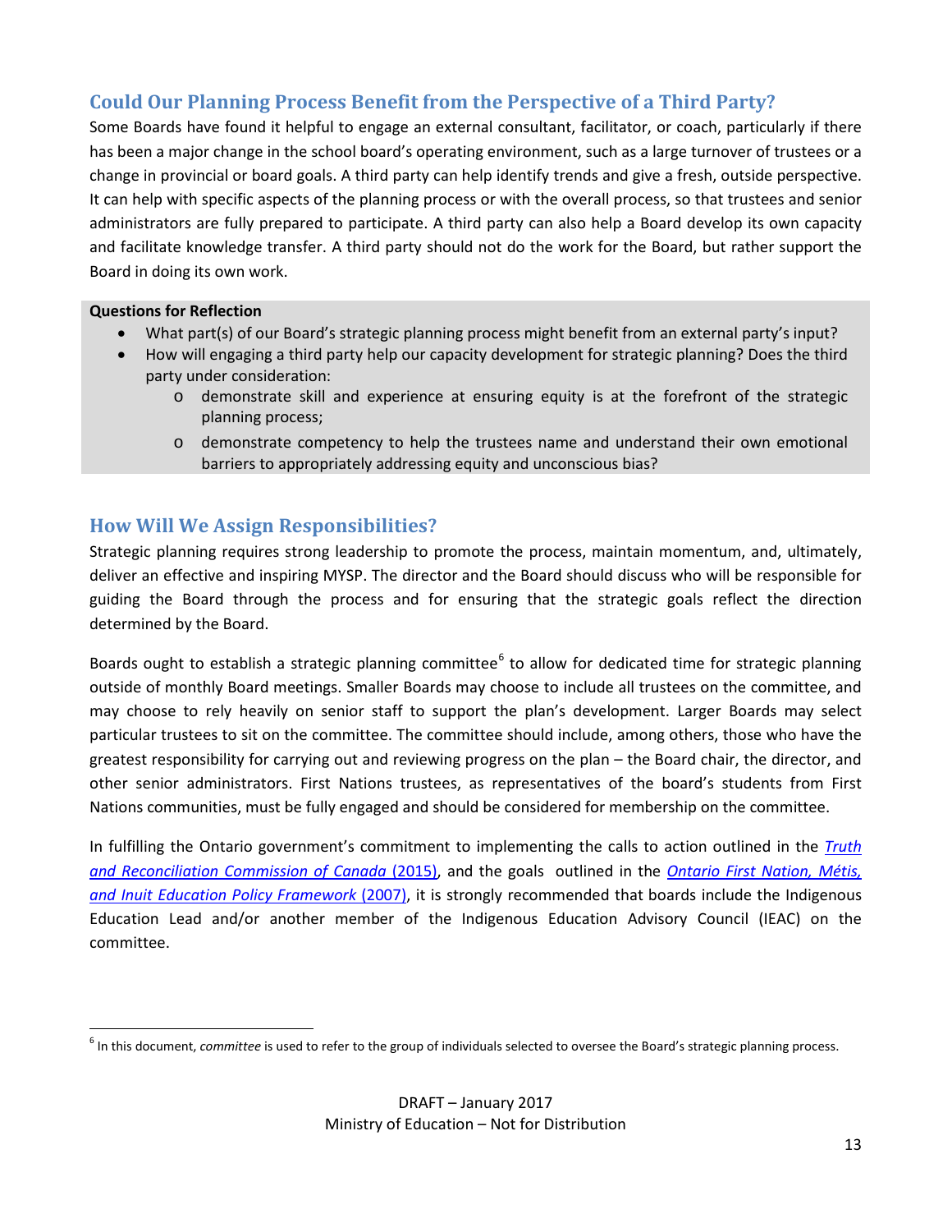## Could Our Planning Process Benefit from the Perspective of a Third Party?

Some Boards have found it helpful to engage an external consultant, facilitator, or coach, particularly if there has been a major change in the school board's operating environment, such as a large turnover of trustees or a change in provincial or board goals. A third party can help identify trends and give a fresh, outside perspective. It can help with specific aspects of the planning process or with the overall process, so that trustees and senior administrators are fully prepared to participate. A third party can also help a Board develop its own capacity and facilitate knowledge transfer. A third party should not do the work for the Board, but rather support the Board in doing its own work.

**Questions for Reflection**

- What part(s) of our Board's strategic planning process might benefit from an external party's input?
- How will engaging a third party help our capacity development for strategic planning? Does the third party under consideration:
    - demonstrate skill and experience at ensuring equity is at the forefront of the strategic planning process;
    - demonstrate competency to help the trustees name and understand their own emotional barriers to appropriately addressing equity and unconscious bias?

## How Will We Assign Responsibilities?

Strategic planning requires strong leadership to promote the process, maintain momentum, and, ultimately, deliver an effective and inspiring MYSP. The director and the Board should discuss who will be responsible for guiding the Board through the process and for ensuring that the strategic goals reflect the direction determined by the Board.

Boards ought to establish a strategic planning committee[6] to allow for dedicated time for strategic planning outside of monthly Board meetings. Smaller Boards may choose to include all trustees on the committee, and may choose to rely heavily on senior staff to support the plan's development. Larger Boards may select particular trustees to sit on the committee. The committee should include, among others, those who have the greatest responsibility for carrying out and reviewing progress on the plan – the Board chair, the director, and other senior administrators. First Nations trustees, as representatives of the board's students from First Nations communities, must be fully engaged and should be considered for membership on the committee.

In fulfilling the Ontario government's commitment to implementing the calls to action outlined in the *Truth and Reconciliation Commission of Canada* (2015), and the goals outlined in the *Ontario First Nation, Métis, and Inuit Education Policy Framework* (2007), it is strongly recommended that boards include the Indigenous Education Lead and/or another member of the Indigenous Education Advisory Council (IEAC) on the committee.

[6] In this document, *committee* is used to refer to the group of individuals selected to oversee the Board's strategic planning process.

DRAFT – January 2017
Ministry of Education – Not for Distribution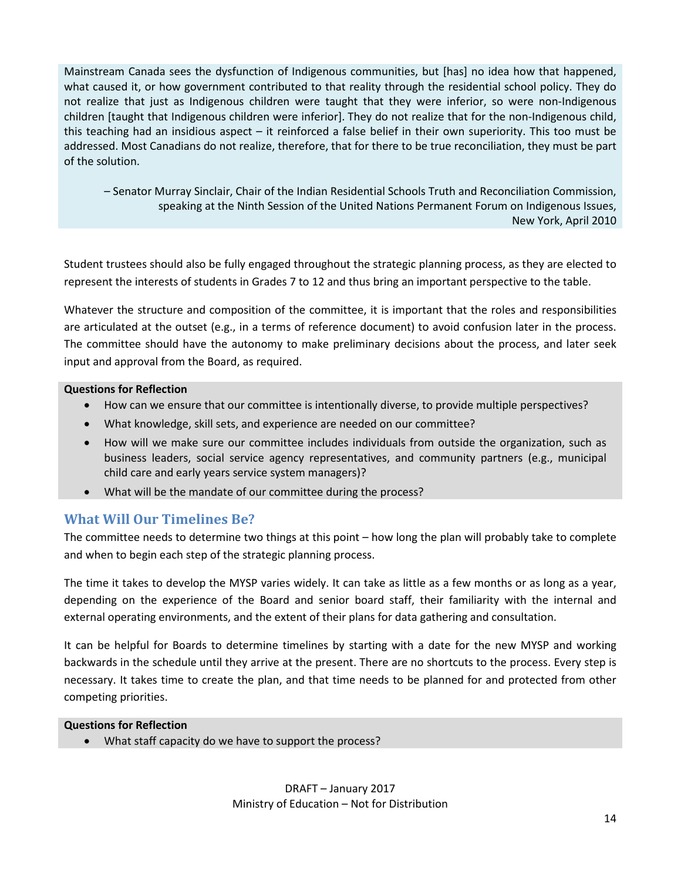> Mainstream Canada sees the dysfunction of Indigenous communities, but [has] no idea how that happened, what caused it, or how government contributed to that reality through the residential school policy. They do not realize that just as Indigenous children were taught that they were inferior, so were non-Indigenous children [taught that Indigenous children were inferior]. They do not realize that for the non-Indigenous child, this teaching had an insidious aspect – it reinforced a false belief in their own superiority. This too must be addressed. Most Canadians do not realize, therefore, that for there to be true reconciliation, they must be part of the solution.
>
> – Senator Murray Sinclair, Chair of the Indian Residential Schools Truth and Reconciliation Commission, speaking at the Ninth Session of the United Nations Permanent Forum on Indigenous Issues, New York, April 2010

Student trustees should also be fully engaged throughout the strategic planning process, as they are elected to represent the interests of students in Grades 7 to 12 and thus bring an important perspective to the table.

Whatever the structure and composition of the committee, it is important that the roles and responsibilities are articulated at the outset (e.g., in a terms of reference document) to avoid confusion later in the process. The committee should have the autonomy to make preliminary decisions about the process, and later seek input and approval from the Board, as required.

**Questions for Reflection**

- How can we ensure that our committee is intentionally diverse, to provide multiple perspectives?
- What knowledge, skill sets, and experience are needed on our committee?
- How will we make sure our committee includes individuals from outside the organization, such as business leaders, social service agency representatives, and community partners (e.g., municipal child care and early years service system managers)?
- What will be the mandate of our committee during the process?

## What Will Our Timelines Be?

The committee needs to determine two things at this point – how long the plan will probably take to complete and when to begin each step of the strategic planning process.

The time it takes to develop the MYSP varies widely. It can take as little as a few months or as long as a year, depending on the experience of the Board and senior board staff, their familiarity with the internal and external operating environments, and the extent of their plans for data gathering and consultation.

It can be helpful for Boards to determine timelines by starting with a date for the new MYSP and working backwards in the schedule until they arrive at the present. There are no shortcuts to the process. Every step is necessary. It takes time to create the plan, and that time needs to be planned for and protected from other competing priorities.

**Questions for Reflection**

- What staff capacity do we have to support the process?

DRAFT – January 2017
Ministry of Education – Not for Distribution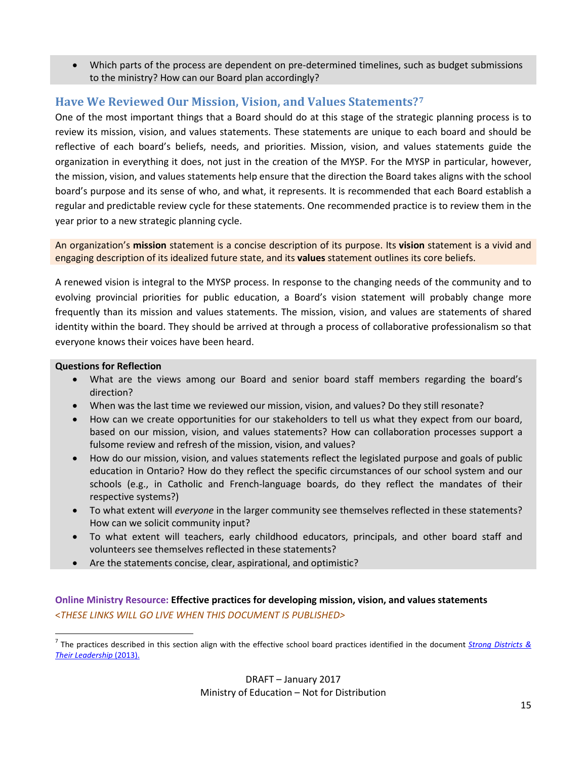- Which parts of the process are dependent on pre-determined timelines, such as budget submissions to the ministry? How can our Board plan accordingly?

## Have We Reviewed Our Mission, Vision, and Values Statements?[7]

One of the most important things that a Board should do at this stage of the strategic planning process is to review its mission, vision, and values statements. These statements are unique to each board and should be reflective of each board's beliefs, needs, and priorities. Mission, vision, and values statements guide the organization in everything it does, not just in the creation of the MYSP. For the MYSP in particular, however, the mission, vision, and values statements help ensure that the direction the Board takes aligns with the school board's purpose and its sense of who, and what, it represents. It is recommended that each Board establish a regular and predictable review cycle for these statements. One recommended practice is to review them in the year prior to a new strategic planning cycle.

An organization's **mission** statement is a concise description of its purpose. Its **vision** statement is a vivid and engaging description of its idealized future state, and its **values** statement outlines its core beliefs.

A renewed vision is integral to the MYSP process. In response to the changing needs of the community and to evolving provincial priorities for public education, a Board's vision statement will probably change more frequently than its mission and values statements. The mission, vision, and values are statements of shared identity within the board. They should be arrived at through a process of collaborative professionalism so that everyone knows their voices have been heard.

**Questions for Reflection**

- What are the views among our Board and senior board staff members regarding the board's direction?
- When was the last time we reviewed our mission, vision, and values? Do they still resonate?
- How can we create opportunities for our stakeholders to tell us what they expect from our board, based on our mission, vision, and values statements? How can collaboration processes support a fulsome review and refresh of the mission, vision, and values?
- How do our mission, vision, and values statements reflect the legislated purpose and goals of public education in Ontario? How do they reflect the specific circumstances of our school system and our schools (e.g., in Catholic and French-language boards, do they reflect the mandates of their respective systems?)
- To what extent will *everyone* in the larger community see themselves reflected in these statements? How can we solicit community input?
- To what extent will teachers, early childhood educators, principals, and other board staff and volunteers see themselves reflected in these statements?
- Are the statements concise, clear, aspirational, and optimistic?

**Online Ministry Resource: Effective practices for developing mission, vision, and values statements**
*<THESE LINKS WILL GO LIVE WHEN THIS DOCUMENT IS PUBLISHED>*

[7] The practices described in this section align with the effective school board practices identified in the document *Strong Districts & Their Leadership* (2013).

DRAFT – January 2017
Ministry of Education – Not for Distribution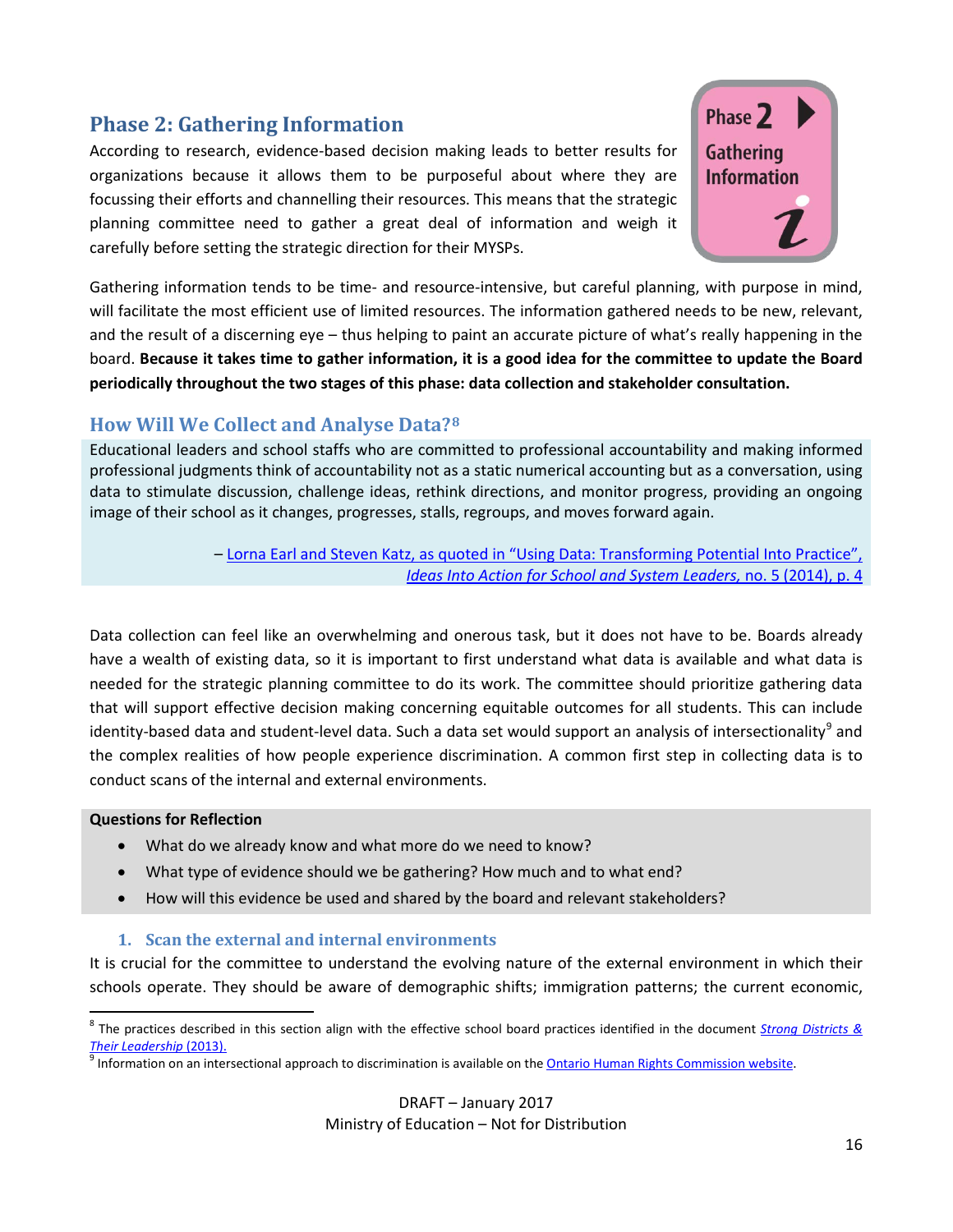## Phase 2: Gathering Information

Phase 2 Gathering Information

According to research, evidence-based decision making leads to better results for organizations because it allows them to be purposeful about where they are focussing their efforts and channelling their resources. This means that the strategic planning committee need to gather a great deal of information and weigh it carefully before setting the strategic direction for their MYSPs.

Gathering information tends to be time- and resource-intensive, but careful planning, with purpose in mind, will facilitate the most efficient use of limited resources. The information gathered needs to be new, relevant, and the result of a discerning eye – thus helping to paint an accurate picture of what's really happening in the board. **Because it takes time to gather information, it is a good idea for the committee to update the Board periodically throughout the two stages of this phase: data collection and stakeholder consultation.**

### How Will We Collect and Analyse Data?[8]

Educational leaders and school staffs who are committed to professional accountability and making informed professional judgments think of accountability not as a static numerical accounting but as a conversation, using data to stimulate discussion, challenge ideas, rethink directions, and monitor progress, providing an ongoing image of their school as it changes, progresses, stalls, regroups, and moves forward again.

– Lorna Earl and Steven Katz, as quoted in "Using Data: Transforming Potential Into Practice", *Ideas Into Action for School and System Leaders*, no. 5 (2014), p. 4

Data collection can feel like an overwhelming and onerous task, but it does not have to be. Boards already have a wealth of existing data, so it is important to first understand what data is available and what data is needed for the strategic planning committee to do its work. The committee should prioritize gathering data that will support effective decision making concerning equitable outcomes for all students. This can include identity-based data and student-level data. Such a data set would support an analysis of intersectionality[9] and the complex realities of how people experience discrimination. A common first step in collecting data is to conduct scans of the internal and external environments.

**Questions for Reflection**

- What do we already know and what more do we need to know?
- What type of evidence should we be gathering? How much and to what end?
- How will this evidence be used and shared by the board and relevant stakeholders?

#### 1. Scan the external and internal environments

It is crucial for the committee to understand the evolving nature of the external environment in which their schools operate. They should be aware of demographic shifts; immigration patterns; the current economic,

[8] The practices described in this section align with the effective school board practices identified in the document *Strong Districts & Their Leadership* (2013).

[9] Information on an intersectional approach to discrimination is available on the Ontario Human Rights Commission website.

DRAFT – January 2017
Ministry of Education – Not for Distribution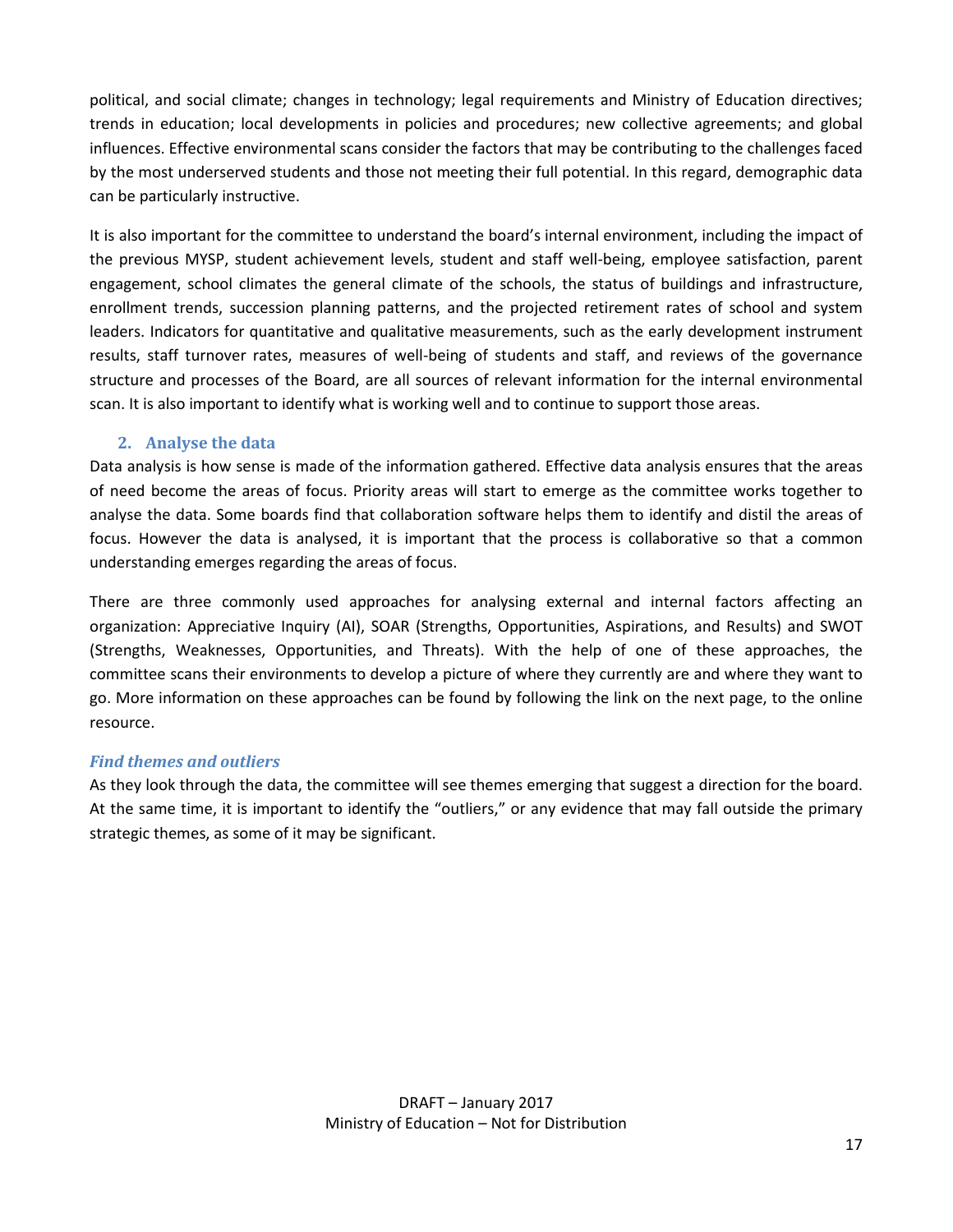political, and social climate; changes in technology; legal requirements and Ministry of Education directives; trends in education; local developments in policies and procedures; new collective agreements; and global influences. Effective environmental scans consider the factors that may be contributing to the challenges faced by the most underserved students and those not meeting their full potential. In this regard, demographic data can be particularly instructive.

It is also important for the committee to understand the board's internal environment, including the impact of the previous MYSP, student achievement levels, student and staff well-being, employee satisfaction, parent engagement, school climates the general climate of the schools, the status of buildings and infrastructure, enrollment trends, succession planning patterns, and the projected retirement rates of school and system leaders. Indicators for quantitative and qualitative measurements, such as the early development instrument results, staff turnover rates, measures of well-being of students and staff, and reviews of the governance structure and processes of the Board, are all sources of relevant information for the internal environmental scan. It is also important to identify what is working well and to continue to support those areas.

### 2. Analyse the data

Data analysis is how sense is made of the information gathered. Effective data analysis ensures that the areas of need become the areas of focus. Priority areas will start to emerge as the committee works together to analyse the data. Some boards find that collaboration software helps them to identify and distil the areas of focus. However the data is analysed, it is important that the process is collaborative so that a common understanding emerges regarding the areas of focus.

There are three commonly used approaches for analysing external and internal factors affecting an organization: Appreciative Inquiry (AI), SOAR (Strengths, Opportunities, Aspirations, and Results) and SWOT (Strengths, Weaknesses, Opportunities, and Threats). With the help of one of these approaches, the committee scans their environments to develop a picture of where they currently are and where they want to go. More information on these approaches can be found by following the link on the next page, to the online resource.

#### *Find themes and outliers*

As they look through the data, the committee will see themes emerging that suggest a direction for the board. At the same time, it is important to identify the "outliers," or any evidence that may fall outside the primary strategic themes, as some of it may be significant.

DRAFT – January 2017
Ministry of Education – Not for Distribution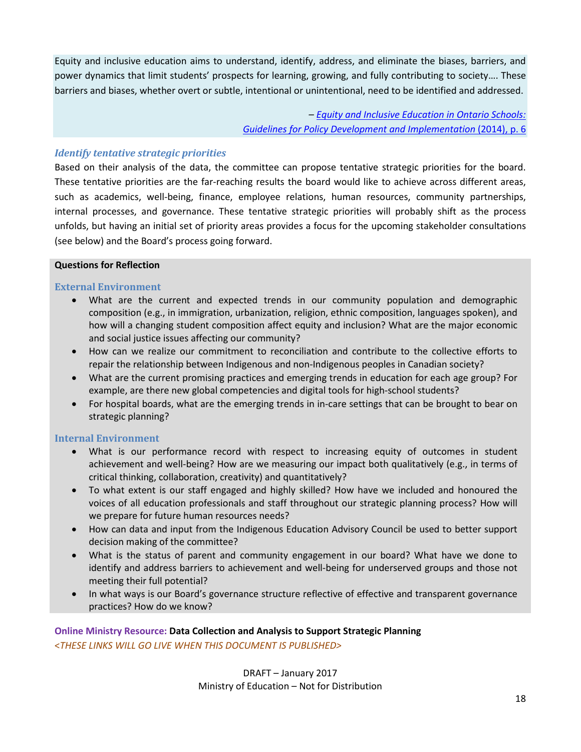Equity and inclusive education aims to understand, identify, address, and eliminate the biases, barriers, and power dynamics that limit students' prospects for learning, growing, and fully contributing to society…. These barriers and biases, whether overt or subtle, intentional or unintentional, need to be identified and addressed.

– *Equity and Inclusive Education in Ontario Schools: Guidelines for Policy Development and Implementation* (2014), p. 6

### *Identify tentative strategic priorities*

Based on their analysis of the data, the committee can propose tentative strategic priorities for the board. These tentative priorities are the far-reaching results the board would like to achieve across different areas, such as academics, well-being, finance, employee relations, human resources, community partnerships, internal processes, and governance. These tentative strategic priorities will probably shift as the process unfolds, but having an initial set of priority areas provides a focus for the upcoming stakeholder consultations (see below) and the Board's process going forward.

**Questions for Reflection**

#### External Environment

- What are the current and expected trends in our community population and demographic composition (e.g., in immigration, urbanization, religion, ethnic composition, languages spoken), and how will a changing student composition affect equity and inclusion? What are the major economic and social justice issues affecting our community?
- How can we realize our commitment to reconciliation and contribute to the collective efforts to repair the relationship between Indigenous and non-Indigenous peoples in Canadian society?
- What are the current promising practices and emerging trends in education for each age group? For example, are there new global competencies and digital tools for high-school students?
- For hospital boards, what are the emerging trends in in-care settings that can be brought to bear on strategic planning?

#### Internal Environment

- What is our performance record with respect to increasing equity of outcomes in student achievement and well-being? How are we measuring our impact both qualitatively (e.g., in terms of critical thinking, collaboration, creativity) and quantitatively?
- To what extent is our staff engaged and highly skilled? How have we included and honoured the voices of all education professionals and staff throughout our strategic planning process? How will we prepare for future human resources needs?
- How can data and input from the Indigenous Education Advisory Council be used to better support decision making of the committee?
- What is the status of parent and community engagement in our board? What have we done to identify and address barriers to achievement and well-being for underserved groups and those not meeting their full potential?
- In what ways is our Board's governance structure reflective of effective and transparent governance practices? How do we know?

**Online Ministry Resource: Data Collection and Analysis to Support Strategic Planning**
*<THESE LINKS WILL GO LIVE WHEN THIS DOCUMENT IS PUBLISHED>*

DRAFT – January 2017
Ministry of Education – Not for Distribution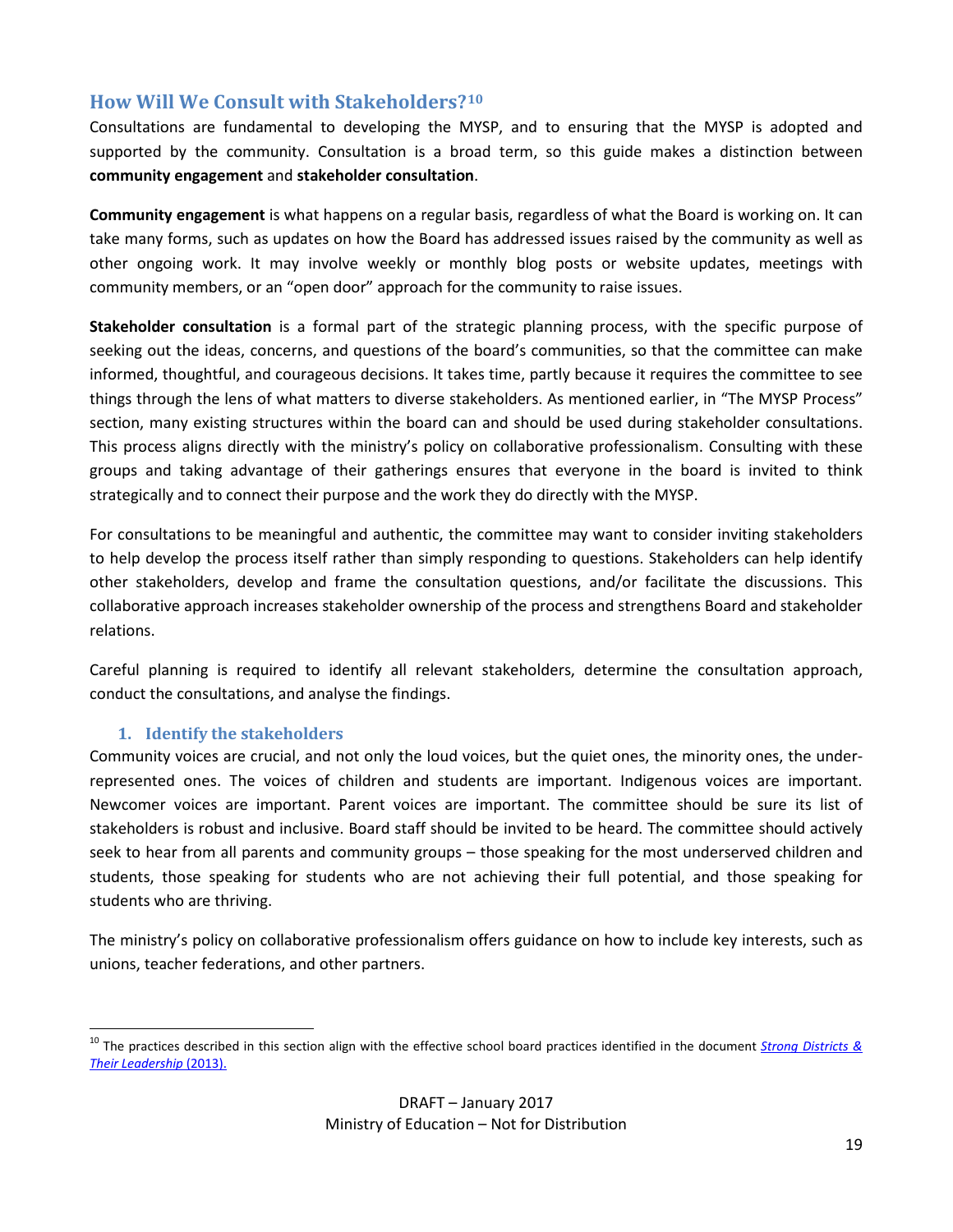## How Will We Consult with Stakeholders?[10]

Consultations are fundamental to developing the MYSP, and to ensuring that the MYSP is adopted and supported by the community. Consultation is a broad term, so this guide makes a distinction between **community engagement** and **stakeholder consultation**.

**Community engagement** is what happens on a regular basis, regardless of what the Board is working on. It can take many forms, such as updates on how the Board has addressed issues raised by the community as well as other ongoing work. It may involve weekly or monthly blog posts or website updates, meetings with community members, or an "open door" approach for the community to raise issues.

**Stakeholder consultation** is a formal part of the strategic planning process, with the specific purpose of seeking out the ideas, concerns, and questions of the board's communities, so that the committee can make informed, thoughtful, and courageous decisions. It takes time, partly because it requires the committee to see things through the lens of what matters to diverse stakeholders. As mentioned earlier, in "The MYSP Process" section, many existing structures within the board can and should be used during stakeholder consultations. This process aligns directly with the ministry's policy on collaborative professionalism. Consulting with these groups and taking advantage of their gatherings ensures that everyone in the board is invited to think strategically and to connect their purpose and the work they do directly with the MYSP.

For consultations to be meaningful and authentic, the committee may want to consider inviting stakeholders to help develop the process itself rather than simply responding to questions. Stakeholders can help identify other stakeholders, develop and frame the consultation questions, and/or facilitate the discussions. This collaborative approach increases stakeholder ownership of the process and strengthens Board and stakeholder relations.

Careful planning is required to identify all relevant stakeholders, determine the consultation approach, conduct the consultations, and analyse the findings.

### 1. Identify the stakeholders

Community voices are crucial, and not only the loud voices, but the quiet ones, the minority ones, the under-represented ones. The voices of children and students are important. Indigenous voices are important. Newcomer voices are important. Parent voices are important. The committee should be sure its list of stakeholders is robust and inclusive. Board staff should be invited to be heard. The committee should actively seek to hear from all parents and community groups – those speaking for the most underserved children and students, those speaking for students who are not achieving their full potential, and those speaking for students who are thriving.

The ministry's policy on collaborative professionalism offers guidance on how to include key interests, such as unions, teacher federations, and other partners.

---

[10] The practices described in this section align with the effective school board practices identified in the document *Strong Districts & Their Leadership* (2013).

DRAFT – January 2017
Ministry of Education – Not for Distribution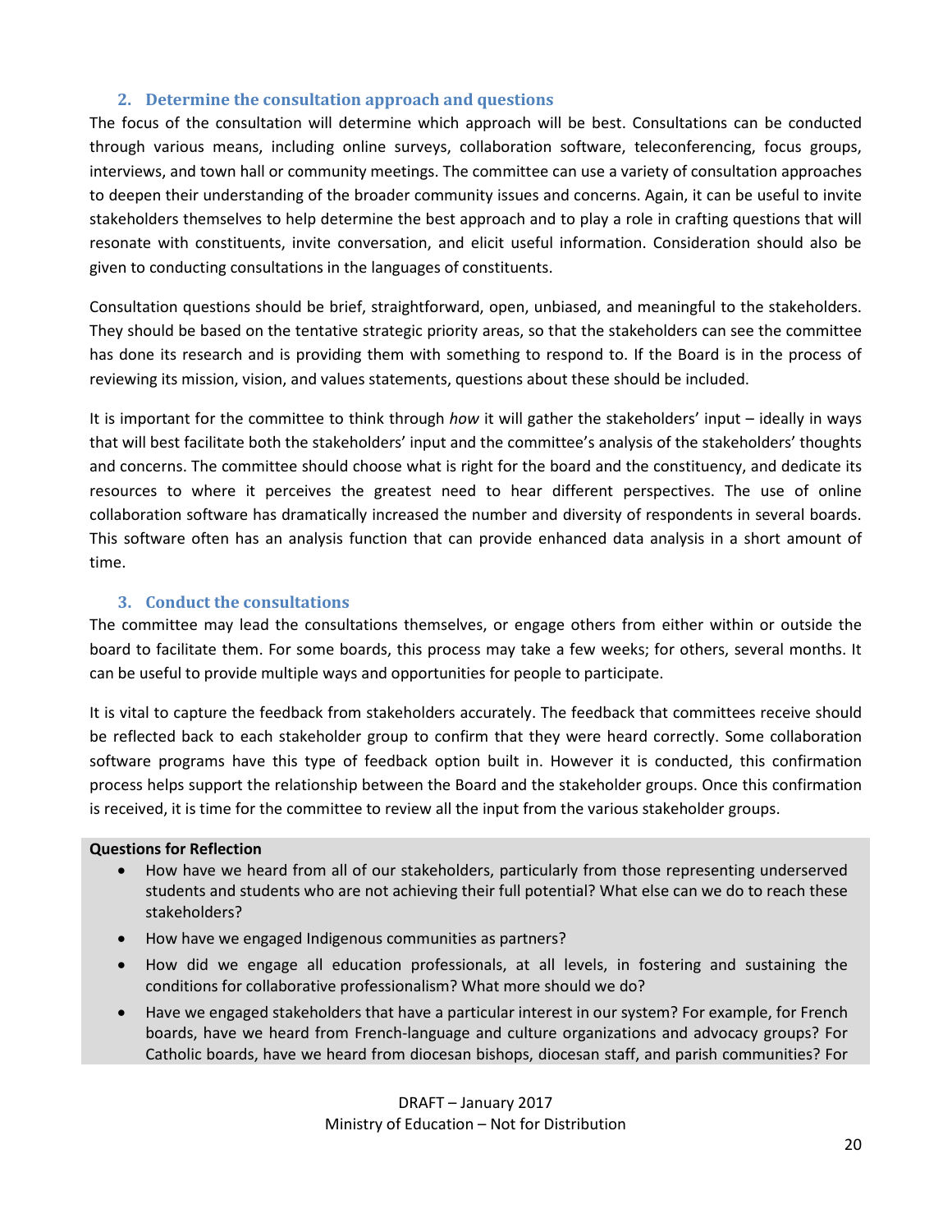### 2. Determine the consultation approach and questions

The focus of the consultation will determine which approach will be best. Consultations can be conducted through various means, including online surveys, collaboration software, teleconferencing, focus groups, interviews, and town hall or community meetings. The committee can use a variety of consultation approaches to deepen their understanding of the broader community issues and concerns. Again, it can be useful to invite stakeholders themselves to help determine the best approach and to play a role in crafting questions that will resonate with constituents, invite conversation, and elicit useful information. Consideration should also be given to conducting consultations in the languages of constituents.

Consultation questions should be brief, straightforward, open, unbiased, and meaningful to the stakeholders. They should be based on the tentative strategic priority areas, so that the stakeholders can see the committee has done its research and is providing them with something to respond to. If the Board is in the process of reviewing its mission, vision, and values statements, questions about these should be included.

It is important for the committee to think through *how* it will gather the stakeholders' input – ideally in ways that will best facilitate both the stakeholders' input and the committee's analysis of the stakeholders' thoughts and concerns. The committee should choose what is right for the board and the constituency, and dedicate its resources to where it perceives the greatest need to hear different perspectives. The use of online collaboration software has dramatically increased the number and diversity of respondents in several boards. This software often has an analysis function that can provide enhanced data analysis in a short amount of time.

### 3. Conduct the consultations

The committee may lead the consultations themselves, or engage others from either within or outside the board to facilitate them. For some boards, this process may take a few weeks; for others, several months. It can be useful to provide multiple ways and opportunities for people to participate.

It is vital to capture the feedback from stakeholders accurately. The feedback that committees receive should be reflected back to each stakeholder group to confirm that they were heard correctly. Some collaboration software programs have this type of feedback option built in. However it is conducted, this confirmation process helps support the relationship between the Board and the stakeholder groups. Once this confirmation is received, it is time for the committee to review all the input from the various stakeholder groups.

**Questions for Reflection**

- How have we heard from all of our stakeholders, particularly from those representing underserved students and students who are not achieving their full potential? What else can we do to reach these stakeholders?
- How have we engaged Indigenous communities as partners?
- How did we engage all education professionals, at all levels, in fostering and sustaining the conditions for collaborative professionalism? What more should we do?
- Have we engaged stakeholders that have a particular interest in our system? For example, for French boards, have we heard from French-language and culture organizations and advocacy groups? For Catholic boards, have we heard from diocesan bishops, diocesan staff, and parish communities? For

DRAFT – January 2017
Ministry of Education – Not for Distribution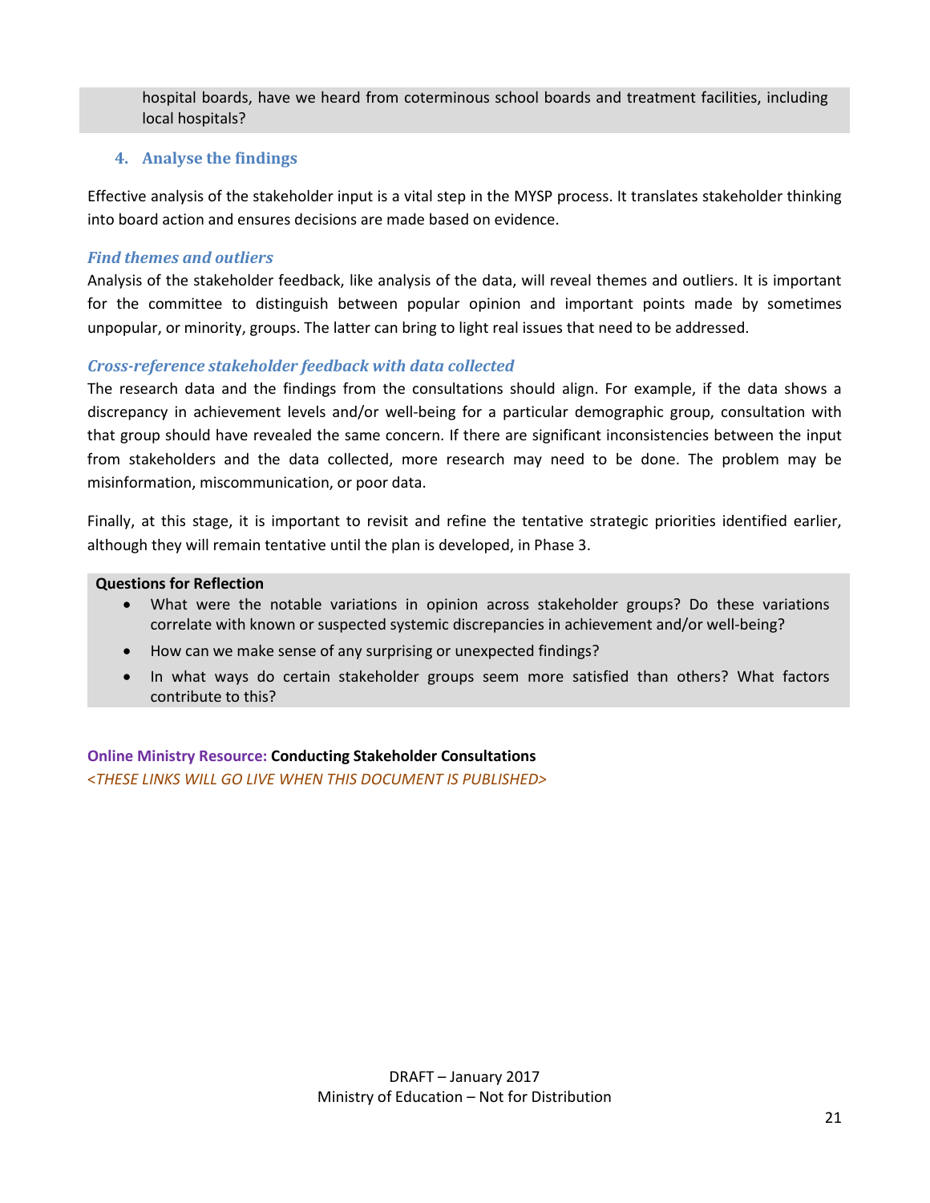hospital boards, have we heard from coterminous school boards and treatment facilities, including local hospitals?

### 4. Analyse the findings

Effective analysis of the stakeholder input is a vital step in the MYSP process. It translates stakeholder thinking into board action and ensures decisions are made based on evidence.

#### *Find themes and outliers*

Analysis of the stakeholder feedback, like analysis of the data, will reveal themes and outliers. It is important for the committee to distinguish between popular opinion and important points made by sometimes unpopular, or minority, groups. The latter can bring to light real issues that need to be addressed.

#### *Cross-reference stakeholder feedback with data collected*

The research data and the findings from the consultations should align. For example, if the data shows a discrepancy in achievement levels and/or well-being for a particular demographic group, consultation with that group should have revealed the same concern. If there are significant inconsistencies between the input from stakeholders and the data collected, more research may need to be done. The problem may be misinformation, miscommunication, or poor data.

Finally, at this stage, it is important to revisit and refine the tentative strategic priorities identified earlier, although they will remain tentative until the plan is developed, in Phase 3.

**Questions for Reflection**

- What were the notable variations in opinion across stakeholder groups? Do these variations correlate with known or suspected systemic discrepancies in achievement and/or well-being?
- How can we make sense of any surprising or unexpected findings?
- In what ways do certain stakeholder groups seem more satisfied than others? What factors contribute to this?

**Online Ministry Resource: Conducting Stakeholder Consultations**
*<THESE LINKS WILL GO LIVE WHEN THIS DOCUMENT IS PUBLISHED>*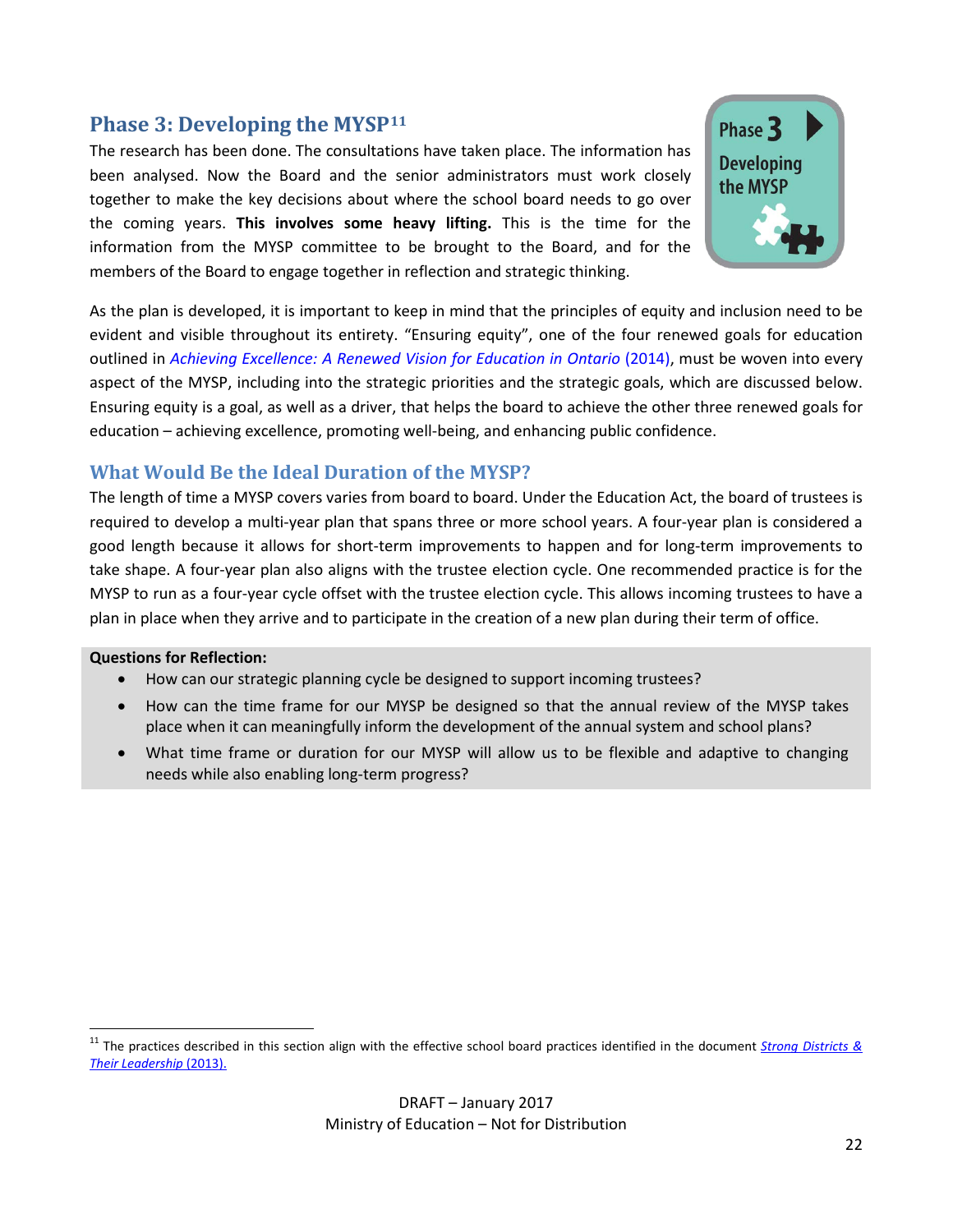## Phase 3: Developing the MYSP[11]

Phase 3 Developing the MYSP

The research has been done. The consultations have taken place. The information has been analysed. Now the Board and the senior administrators must work closely together to make the key decisions about where the school board needs to go over the coming years. **This involves some heavy lifting.** This is the time for the information from the MYSP committee to be brought to the Board, and for the members of the Board to engage together in reflection and strategic thinking.

As the plan is developed, it is important to keep in mind that the principles of equity and inclusion need to be evident and visible throughout its entirety. "Ensuring equity", one of the four renewed goals for education outlined in *Achieving Excellence: A Renewed Vision for Education in Ontario* (2014), must be woven into every aspect of the MYSP, including into the strategic priorities and the strategic goals, which are discussed below. Ensuring equity is a goal, as well as a driver, that helps the board to achieve the other three renewed goals for education – achieving excellence, promoting well-being, and enhancing public confidence.

### What Would Be the Ideal Duration of the MYSP?

The length of time a MYSP covers varies from board to board. Under the Education Act, the board of trustees is required to develop a multi-year plan that spans three or more school years. A four-year plan is considered a good length because it allows for short-term improvements to happen and for long-term improvements to take shape. A four-year plan also aligns with the trustee election cycle. One recommended practice is for the MYSP to run as a four-year cycle offset with the trustee election cycle. This allows incoming trustees to have a plan in place when they arrive and to participate in the creation of a new plan during their term of office.

**Questions for Reflection:**

- How can our strategic planning cycle be designed to support incoming trustees?
- How can the time frame for our MYSP be designed so that the annual review of the MYSP takes place when it can meaningfully inform the development of the annual system and school plans?
- What time frame or duration for our MYSP will allow us to be flexible and adaptive to changing needs while also enabling long-term progress?

[11] The practices described in this section align with the effective school board practices identified in the document *Strong Districts & Their Leadership* (2013).

DRAFT – January 2017
Ministry of Education – Not for Distribution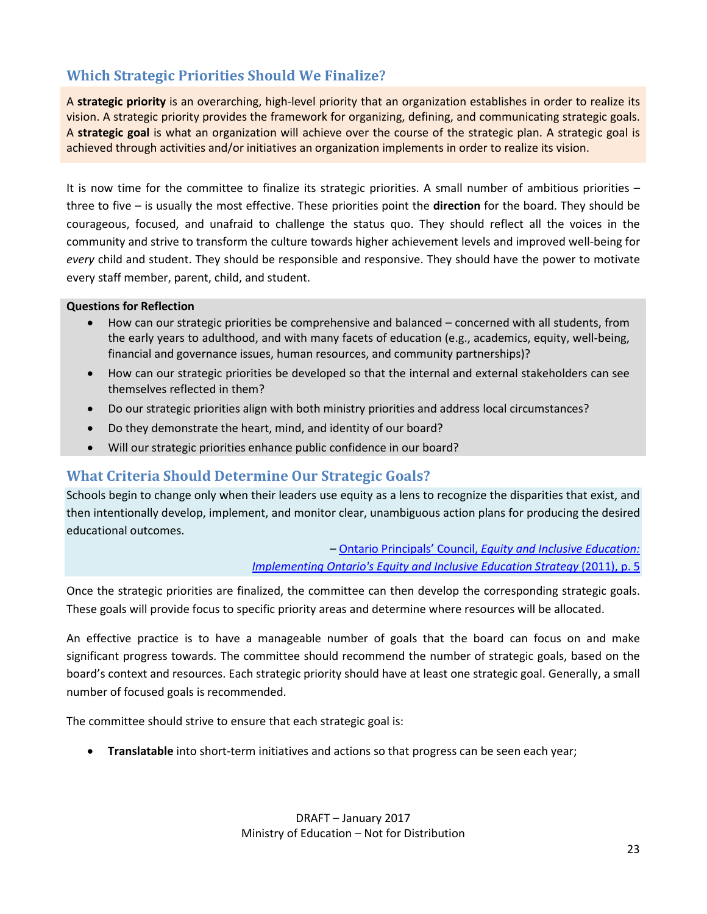## Which Strategic Priorities Should We Finalize?

A **strategic priority** is an overarching, high-level priority that an organization establishes in order to realize its vision. A strategic priority provides the framework for organizing, defining, and communicating strategic goals. A **strategic goal** is what an organization will achieve over the course of the strategic plan. A strategic goal is achieved through activities and/or initiatives an organization implements in order to realize its vision.

It is now time for the committee to finalize its strategic priorities. A small number of ambitious priorities – three to five – is usually the most effective. These priorities point the **direction** for the board. They should be courageous, focused, and unafraid to challenge the status quo. They should reflect all the voices in the community and strive to transform the culture towards higher achievement levels and improved well-being for *every* child and student. They should be responsible and responsive. They should have the power to motivate every staff member, parent, child, and student.

**Questions for Reflection**

- How can our strategic priorities be comprehensive and balanced – concerned with all students, from the early years to adulthood, and with many facets of education (e.g., academics, equity, well-being, financial and governance issues, human resources, and community partnerships)?
- How can our strategic priorities be developed so that the internal and external stakeholders can see themselves reflected in them?
- Do our strategic priorities align with both ministry priorities and address local circumstances?
- Do they demonstrate the heart, mind, and identity of our board?
- Will our strategic priorities enhance public confidence in our board?

## What Criteria Should Determine Our Strategic Goals?

Schools begin to change only when their leaders use equity as a lens to recognize the disparities that exist, and then intentionally develop, implement, and monitor clear, unambiguous action plans for producing the desired educational outcomes.

– Ontario Principals' Council, *Equity and Inclusive Education: Implementing Ontario's Equity and Inclusive Education Strategy* (2011), p. 5

Once the strategic priorities are finalized, the committee can then develop the corresponding strategic goals. These goals will provide focus to specific priority areas and determine where resources will be allocated.

An effective practice is to have a manageable number of goals that the board can focus on and make significant progress towards. The committee should recommend the number of strategic goals, based on the board's context and resources. Each strategic priority should have at least one strategic goal. Generally, a small number of focused goals is recommended.

The committee should strive to ensure that each strategic goal is:

- **Translatable** into short-term initiatives and actions so that progress can be seen each year;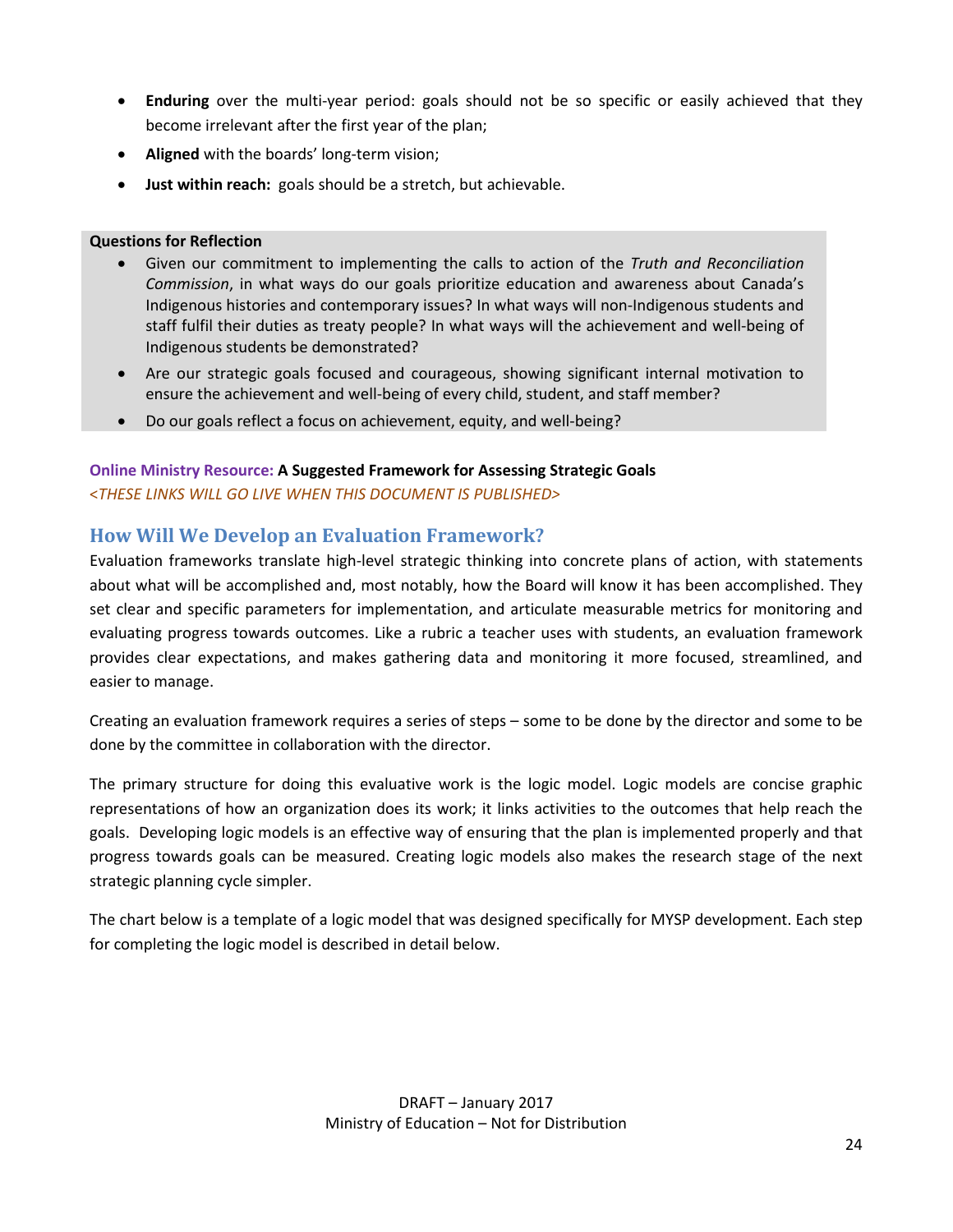- **Enduring** over the multi-year period: goals should not be so specific or easily achieved that they become irrelevant after the first year of the plan;
- **Aligned** with the boards' long-term vision;
- **Just within reach:** goals should be a stretch, but achievable.

**Questions for Reflection**

- Given our commitment to implementing the calls to action of the *Truth and Reconciliation Commission*, in what ways do our goals prioritize education and awareness about Canada's Indigenous histories and contemporary issues? In what ways will non-Indigenous students and staff fulfil their duties as treaty people? In what ways will the achievement and well-being of Indigenous students be demonstrated?
- Are our strategic goals focused and courageous, showing significant internal motivation to ensure the achievement and well-being of every child, student, and staff member?
- Do our goals reflect a focus on achievement, equity, and well-being?

Online Ministry Resource: **A Suggested Framework for Assessing Strategic Goals**
*<THESE LINKS WILL GO LIVE WHEN THIS DOCUMENT IS PUBLISHED>*

## How Will We Develop an Evaluation Framework?

Evaluation frameworks translate high-level strategic thinking into concrete plans of action, with statements about what will be accomplished and, most notably, how the Board will know it has been accomplished. They set clear and specific parameters for implementation, and articulate measurable metrics for monitoring and evaluating progress towards outcomes. Like a rubric a teacher uses with students, an evaluation framework provides clear expectations, and makes gathering data and monitoring it more focused, streamlined, and easier to manage.

Creating an evaluation framework requires a series of steps – some to be done by the director and some to be done by the committee in collaboration with the director.

The primary structure for doing this evaluative work is the logic model. Logic models are concise graphic representations of how an organization does its work; it links activities to the outcomes that help reach the goals. Developing logic models is an effective way of ensuring that the plan is implemented properly and that progress towards goals can be measured. Creating logic models also makes the research stage of the next strategic planning cycle simpler.

The chart below is a template of a logic model that was designed specifically for MYSP development. Each step for completing the logic model is described in detail below.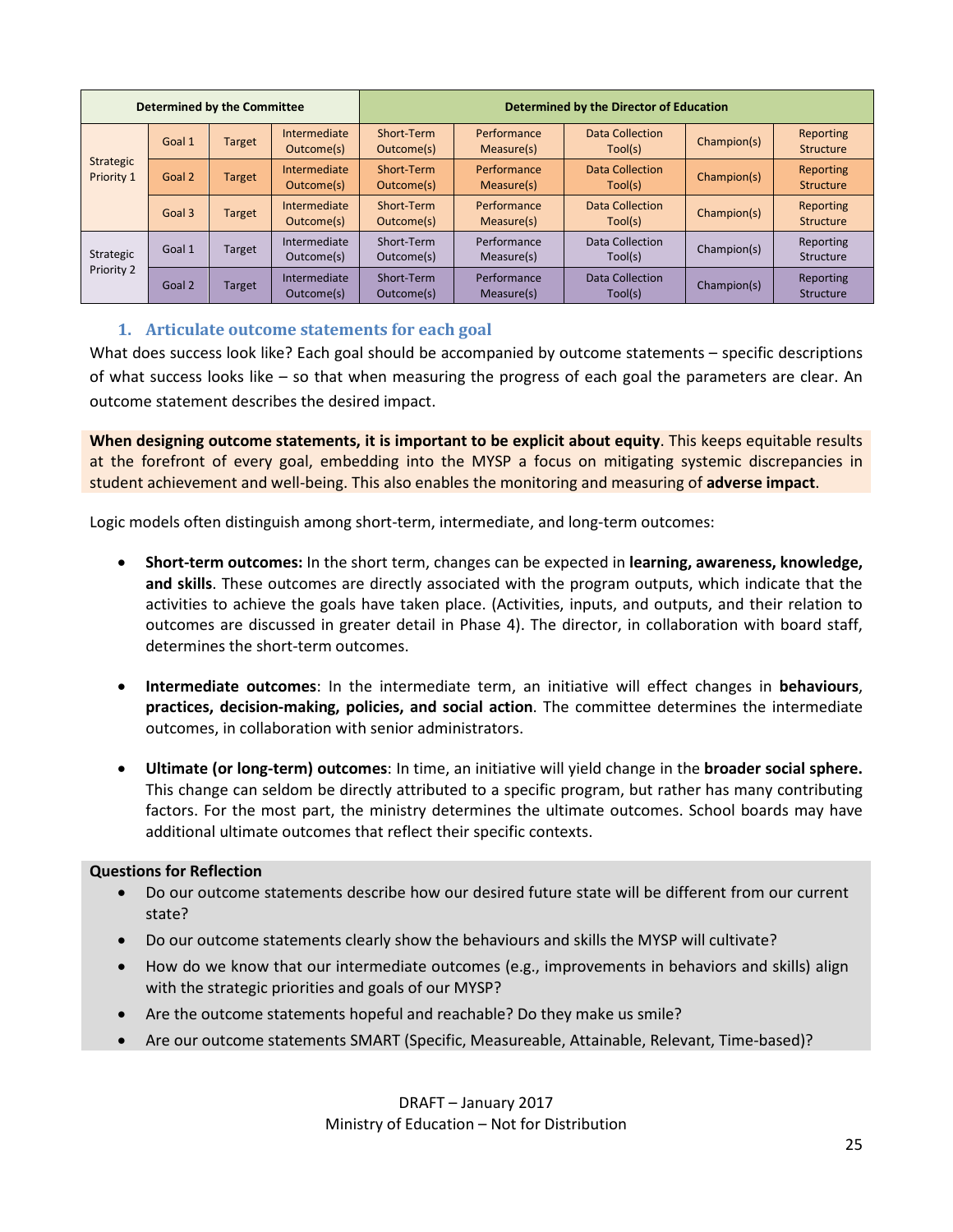| Determined by the Committee | | | | Determined by the Director of Education | | | | |
|---|---|---|---|---|---|---|---|---|
| Strategic Priority 1 | Goal 1 | Target | Intermediate Outcome(s) | Short-Term Outcome(s) | Performance Measure(s) | Data Collection Tool(s) | Champion(s) | Reporting Structure |
| | Goal 2 | Target | Intermediate Outcome(s) | Short-Term Outcome(s) | Performance Measure(s) | Data Collection Tool(s) | Champion(s) | Reporting Structure |
| | Goal 3 | Target | Intermediate Outcome(s) | Short-Term Outcome(s) | Performance Measure(s) | Data Collection Tool(s) | Champion(s) | Reporting Structure |
| Strategic Priority 2 | Goal 1 | Target | Intermediate Outcome(s) | Short-Term Outcome(s) | Performance Measure(s) | Data Collection Tool(s) | Champion(s) | Reporting Structure |
| | Goal 2 | Target | Intermediate Outcome(s) | Short-Term Outcome(s) | Performance Measure(s) | Data Collection Tool(s) | Champion(s) | Reporting Structure |

### 1. Articulate outcome statements for each goal

What does success look like? Each goal should be accompanied by outcome statements – specific descriptions of what success looks like – so that when measuring the progress of each goal the parameters are clear. An outcome statement describes the desired impact.

**When designing outcome statements, it is important to be explicit about equity**. This keeps equitable results at the forefront of every goal, embedding into the MYSP a focus on mitigating systemic discrepancies in student achievement and well-being. This also enables the monitoring and measuring of **adverse impact**.

Logic models often distinguish among short-term, intermediate, and long-term outcomes:

- **Short-term outcomes:** In the short term, changes can be expected in **learning, awareness, knowledge, and skills**. These outcomes are directly associated with the program outputs, which indicate that the activities to achieve the goals have taken place. (Activities, inputs, and outputs, and their relation to outcomes are discussed in greater detail in Phase 4). The director, in collaboration with board staff, determines the short-term outcomes.

- **Intermediate outcomes**: In the intermediate term, an initiative will effect changes in **behaviours**, **practices, decision-making, policies, and social action**. The committee determines the intermediate outcomes, in collaboration with senior administrators.

- **Ultimate (or long-term) outcomes**: In time, an initiative will yield change in the **broader social sphere.** This change can seldom be directly attributed to a specific program, but rather has many contributing factors. For the most part, the ministry determines the ultimate outcomes. School boards may have additional ultimate outcomes that reflect their specific contexts.

**Questions for Reflection**

- Do our outcome statements describe how our desired future state will be different from our current state?
- Do our outcome statements clearly show the behaviours and skills the MYSP will cultivate?
- How do we know that our intermediate outcomes (e.g., improvements in behaviors and skills) align with the strategic priorities and goals of our MYSP?
- Are the outcome statements hopeful and reachable? Do they make us smile?
- Are our outcome statements SMART (Specific, Measureable, Attainable, Relevant, Time-based)?

DRAFT – January 2017
Ministry of Education – Not for Distribution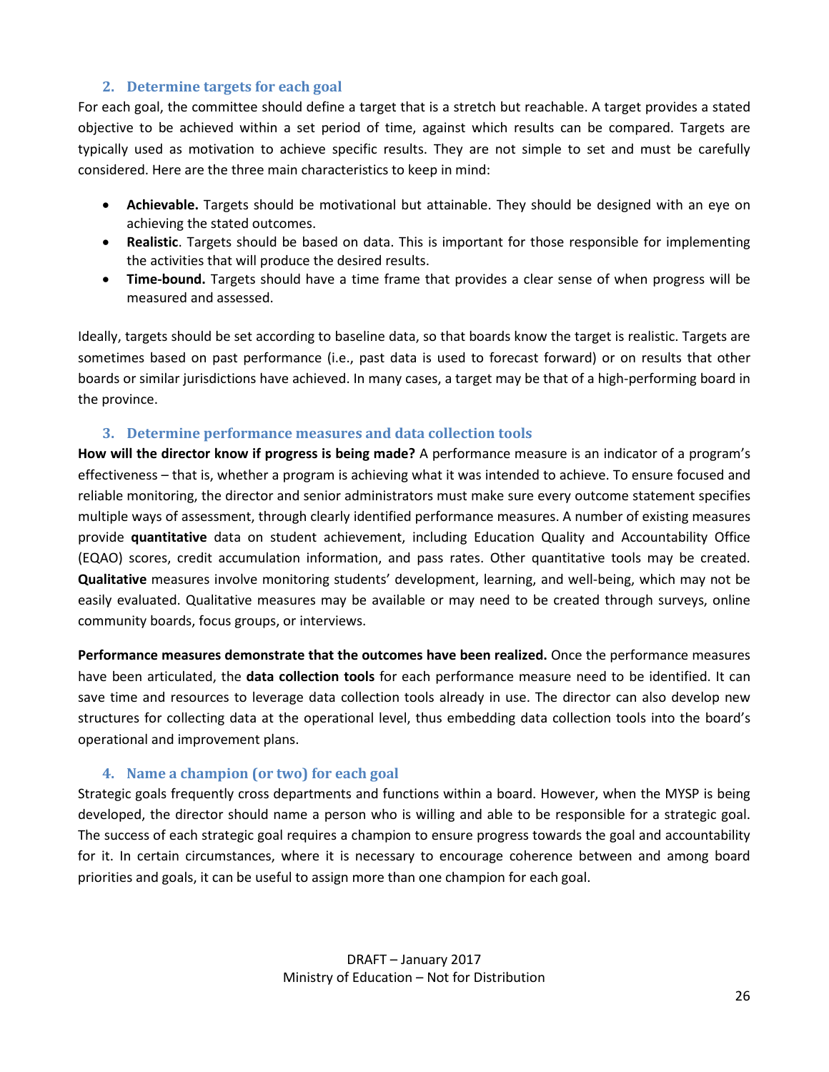### 2. Determine targets for each goal

For each goal, the committee should define a target that is a stretch but reachable. A target provides a stated objective to be achieved within a set period of time, against which results can be compared. Targets are typically used as motivation to achieve specific results. They are not simple to set and must be carefully considered. Here are the three main characteristics to keep in mind:

- **Achievable.** Targets should be motivational but attainable. They should be designed with an eye on achieving the stated outcomes.
- **Realistic**. Targets should be based on data. This is important for those responsible for implementing the activities that will produce the desired results.
- **Time-bound.** Targets should have a time frame that provides a clear sense of when progress will be measured and assessed.

Ideally, targets should be set according to baseline data, so that boards know the target is realistic. Targets are sometimes based on past performance (i.e., past data is used to forecast forward) or on results that other boards or similar jurisdictions have achieved. In many cases, a target may be that of a high-performing board in the province.

### 3. Determine performance measures and data collection tools

**How will the director know if progress is being made?** A performance measure is an indicator of a program's effectiveness – that is, whether a program is achieving what it was intended to achieve. To ensure focused and reliable monitoring, the director and senior administrators must make sure every outcome statement specifies multiple ways of assessment, through clearly identified performance measures. A number of existing measures provide **quantitative** data on student achievement, including Education Quality and Accountability Office (EQAO) scores, credit accumulation information, and pass rates. Other quantitative tools may be created. **Qualitative** measures involve monitoring students' development, learning, and well-being, which may not be easily evaluated. Qualitative measures may be available or may need to be created through surveys, online community boards, focus groups, or interviews.

**Performance measures demonstrate that the outcomes have been realized.** Once the performance measures have been articulated, the **data collection tools** for each performance measure need to be identified. It can save time and resources to leverage data collection tools already in use. The director can also develop new structures for collecting data at the operational level, thus embedding data collection tools into the board's operational and improvement plans.

### 4. Name a champion (or two) for each goal

Strategic goals frequently cross departments and functions within a board. However, when the MYSP is being developed, the director should name a person who is willing and able to be responsible for a strategic goal. The success of each strategic goal requires a champion to ensure progress towards the goal and accountability for it. In certain circumstances, where it is necessary to encourage coherence between and among board priorities and goals, it can be useful to assign more than one champion for each goal.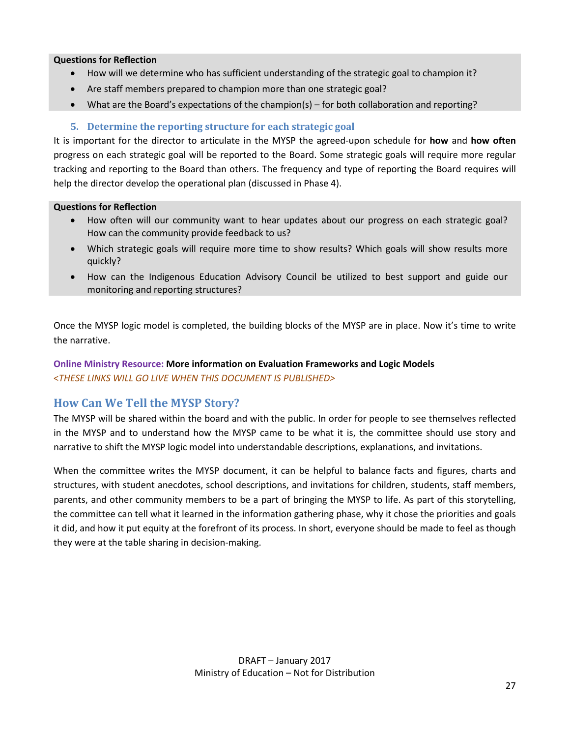**Questions for Reflection**

- How will we determine who has sufficient understanding of the strategic goal to champion it?
- Are staff members prepared to champion more than one strategic goal?
- What are the Board's expectations of the champion(s) – for both collaboration and reporting?

### 5. Determine the reporting structure for each strategic goal

It is important for the director to articulate in the MYSP the agreed-upon schedule for **how** and **how often** progress on each strategic goal will be reported to the Board. Some strategic goals will require more regular tracking and reporting to the Board than others. The frequency and type of reporting the Board requires will help the director develop the operational plan (discussed in Phase 4).

**Questions for Reflection**

- How often will our community want to hear updates about our progress on each strategic goal? How can the community provide feedback to us?
- Which strategic goals will require more time to show results? Which goals will show results more quickly?
- How can the Indigenous Education Advisory Council be utilized to best support and guide our monitoring and reporting structures?

Once the MYSP logic model is completed, the building blocks of the MYSP are in place. Now it's time to write the narrative.

**Online Ministry Resource: More information on Evaluation Frameworks and Logic Models**
*<THESE LINKS WILL GO LIVE WHEN THIS DOCUMENT IS PUBLISHED>*

## How Can We Tell the MYSP Story?

The MYSP will be shared within the board and with the public. In order for people to see themselves reflected in the MYSP and to understand how the MYSP came to be what it is, the committee should use story and narrative to shift the MYSP logic model into understandable descriptions, explanations, and invitations.

When the committee writes the MYSP document, it can be helpful to balance facts and figures, charts and structures, with student anecdotes, school descriptions, and invitations for children, students, staff members, parents, and other community members to be a part of bringing the MYSP to life. As part of this storytelling, the committee can tell what it learned in the information gathering phase, why it chose the priorities and goals it did, and how it put equity at the forefront of its process. In short, everyone should be made to feel as though they were at the table sharing in decision-making.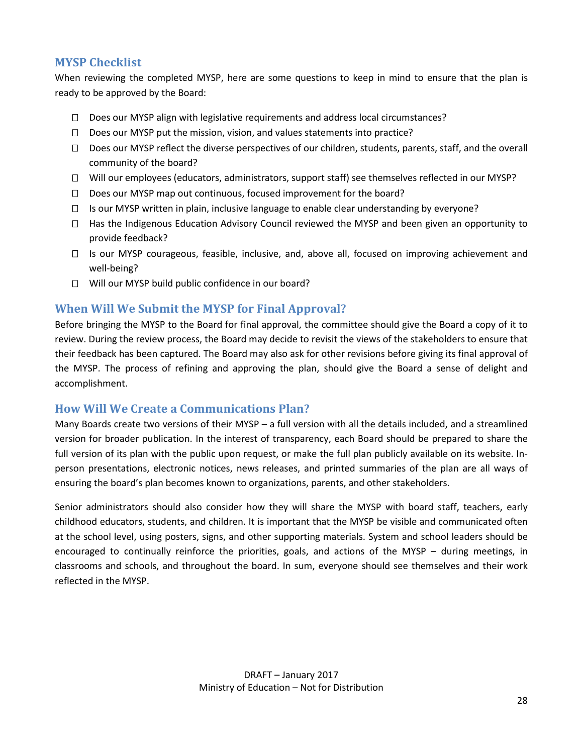## MYSP Checklist

When reviewing the completed MYSP, here are some questions to keep in mind to ensure that the plan is ready to be approved by the Board:

- ☐ Does our MYSP align with legislative requirements and address local circumstances?
- ☐ Does our MYSP put the mission, vision, and values statements into practice?
- ☐ Does our MYSP reflect the diverse perspectives of our children, students, parents, staff, and the overall community of the board?
- ☐ Will our employees (educators, administrators, support staff) see themselves reflected in our MYSP?
- ☐ Does our MYSP map out continuous, focused improvement for the board?
- ☐ Is our MYSP written in plain, inclusive language to enable clear understanding by everyone?
- ☐ Has the Indigenous Education Advisory Council reviewed the MYSP and been given an opportunity to provide feedback?
- ☐ Is our MYSP courageous, feasible, inclusive, and, above all, focused on improving achievement and well-being?
- ☐ Will our MYSP build public confidence in our board?

## When Will We Submit the MYSP for Final Approval?

Before bringing the MYSP to the Board for final approval, the committee should give the Board a copy of it to review. During the review process, the Board may decide to revisit the views of the stakeholders to ensure that their feedback has been captured. The Board may also ask for other revisions before giving its final approval of the MYSP. The process of refining and approving the plan, should give the Board a sense of delight and accomplishment.

## How Will We Create a Communications Plan?

Many Boards create two versions of their MYSP – a full version with all the details included, and a streamlined version for broader publication. In the interest of transparency, each Board should be prepared to share the full version of its plan with the public upon request, or make the full plan publicly available on its website. In-person presentations, electronic notices, news releases, and printed summaries of the plan are all ways of ensuring the board's plan becomes known to organizations, parents, and other stakeholders.

Senior administrators should also consider how they will share the MYSP with board staff, teachers, early childhood educators, students, and children. It is important that the MYSP be visible and communicated often at the school level, using posters, signs, and other supporting materials. System and school leaders should be encouraged to continually reinforce the priorities, goals, and actions of the MYSP – during meetings, in classrooms and schools, and throughout the board. In sum, everyone should see themselves and their work reflected in the MYSP.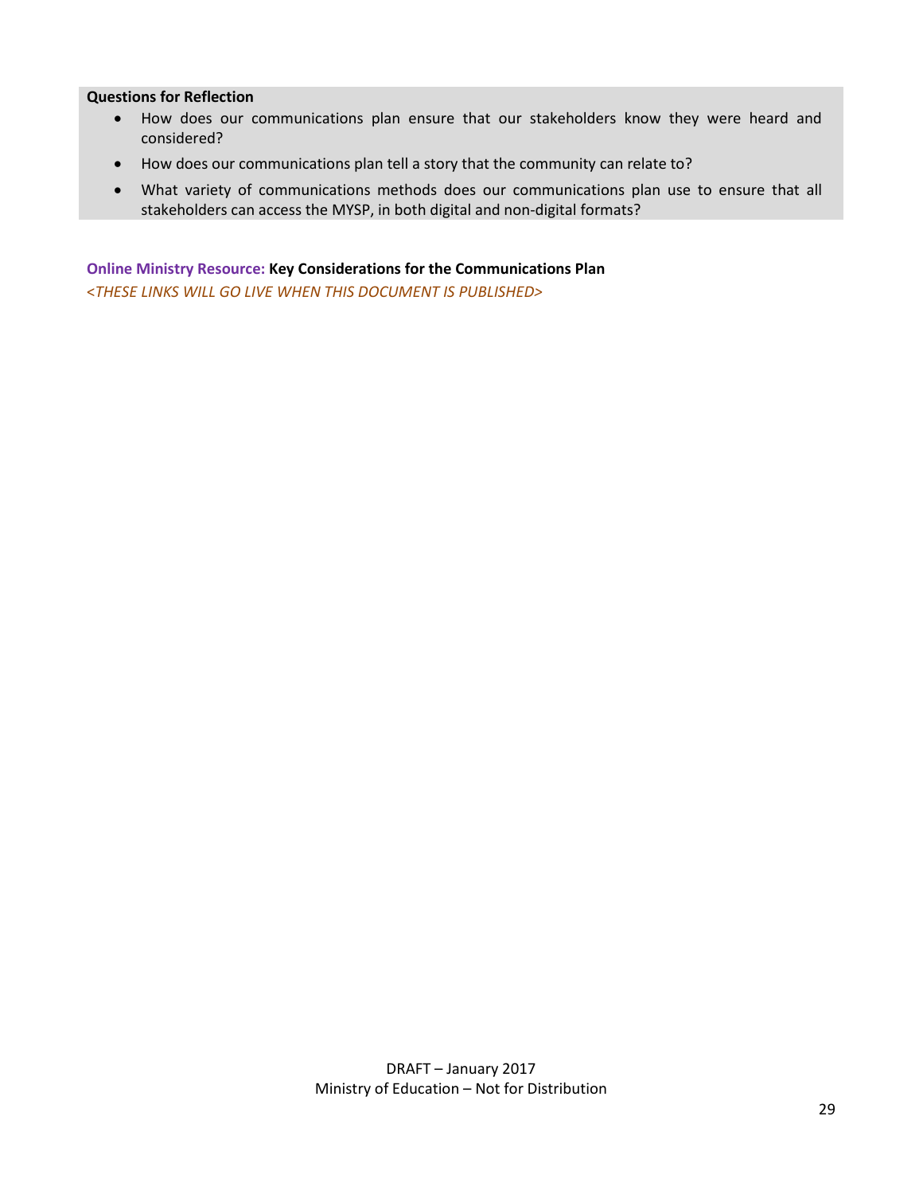**Questions for Reflection**

- How does our communications plan ensure that our stakeholders know they were heard and considered?
- How does our communications plan tell a story that the community can relate to?
- What variety of communications methods does our communications plan use to ensure that all stakeholders can access the MYSP, in both digital and non-digital formats?

**Online Ministry Resource: Key Considerations for the Communications Plan**

*<THESE LINKS WILL GO LIVE WHEN THIS DOCUMENT IS PUBLISHED>*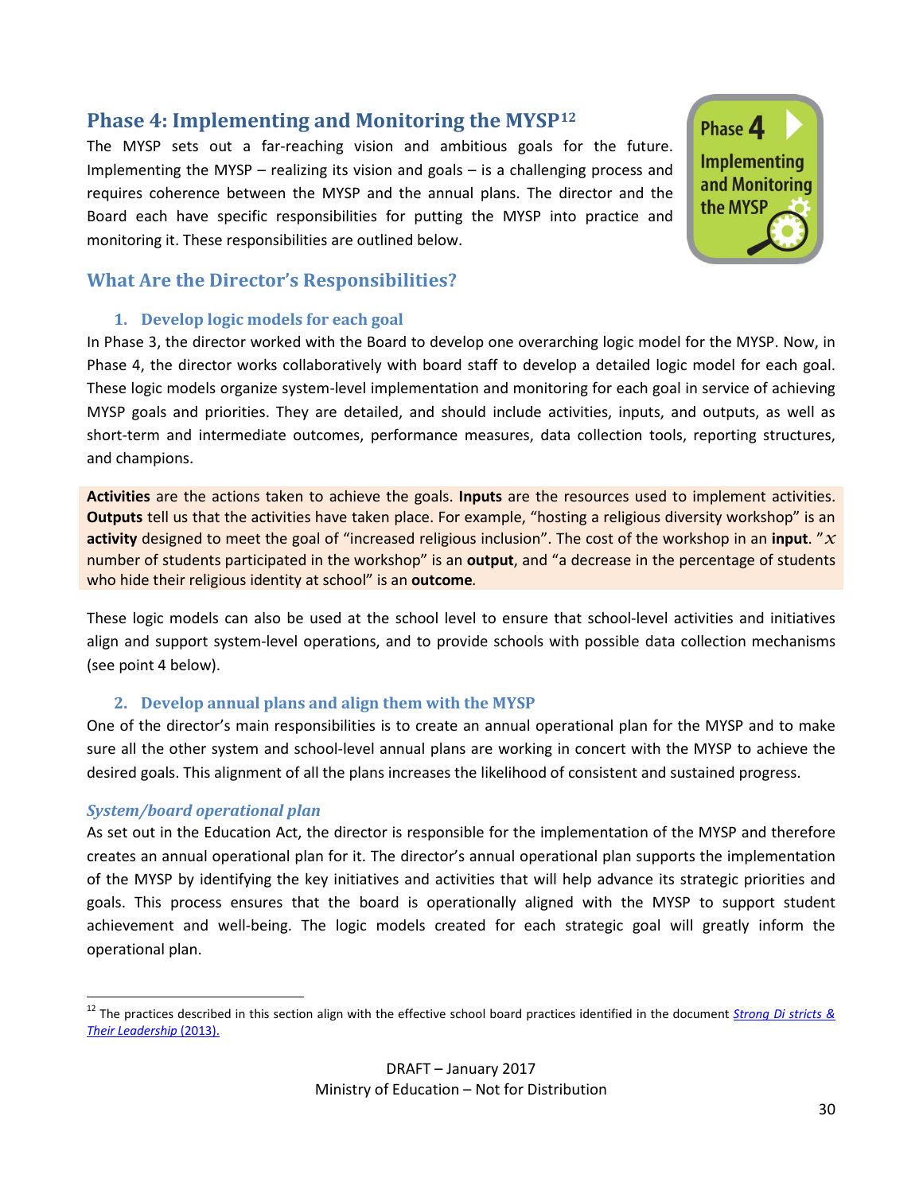## Phase 4: Implementing and Monitoring the MYSP[12]

The MYSP sets out a far-reaching vision and ambitious goals for the future. Implementing the MYSP – realizing its vision and goals – is a challenging process and requires coherence between the MYSP and the annual plans. The director and the Board each have specific responsibilities for putting the MYSP into practice and monitoring it. These responsibilities are outlined below.

### What Are the Director's Responsibilities?

#### 1. Develop logic models for each goal

In Phase 3, the director worked with the Board to develop one overarching logic model for the MYSP. Now, in Phase 4, the director works collaboratively with board staff to develop a detailed logic model for each goal. These logic models organize system-level implementation and monitoring for each goal in service of achieving MYSP goals and priorities. They are detailed, and should include activities, inputs, and outputs, as well as short-term and intermediate outcomes, performance measures, data collection tools, reporting structures, and champions.

**Activities** are the actions taken to achieve the goals. **Inputs** are the resources used to implement activities. **Outputs** tell us that the activities have taken place. For example, "hosting a religious diversity workshop" is an **activity** designed to meet the goal of "increased religious inclusion". The cost of the workshop in an **input**. "$x$ number of students participated in the workshop" is an **output**, and "a decrease in the percentage of students who hide their religious identity at school" is an **outcome**.

These logic models can also be used at the school level to ensure that school-level activities and initiatives align and support system-level operations, and to provide schools with possible data collection mechanisms (see point 4 below).

#### 2. Develop annual plans and align them with the MYSP

One of the director's main responsibilities is to create an annual operational plan for the MYSP and to make sure all the other system and school-level annual plans are working in concert with the MYSP to achieve the desired goals. This alignment of all the plans increases the likelihood of consistent and sustained progress.

***System/board operational plan***

As set out in the Education Act, the director is responsible for the implementation of the MYSP and therefore creates an annual operational plan for it. The director's annual operational plan supports the implementation of the MYSP by identifying the key initiatives and activities that will help advance its strategic priorities and goals. This process ensures that the board is operationally aligned with the MYSP to support student achievement and well-being. The logic models created for each strategic goal will greatly inform the operational plan.

---

[12] The practices described in this section align with the effective school board practices identified in the document *Strong Di stricts & Their Leadership* (2013).

DRAFT – January 2017
Ministry of Education – Not for Distribution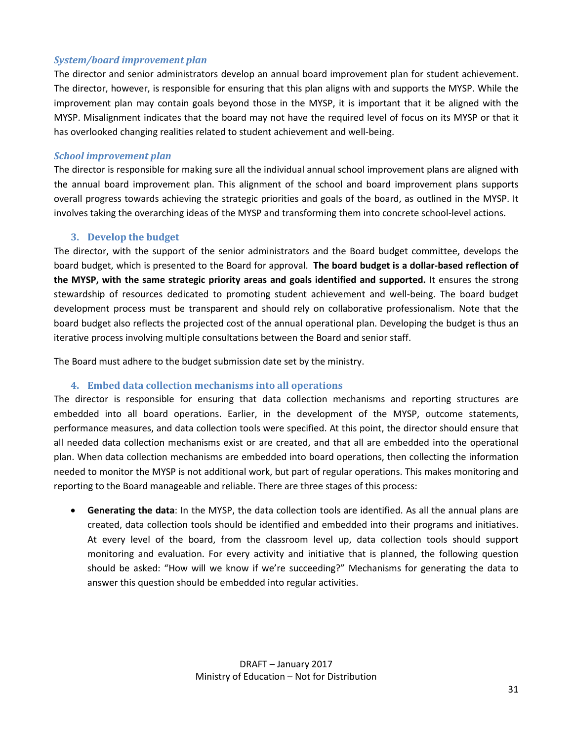### *System/board improvement plan*

The director and senior administrators develop an annual board improvement plan for student achievement. The director, however, is responsible for ensuring that this plan aligns with and supports the MYSP. While the improvement plan may contain goals beyond those in the MYSP, it is important that it be aligned with the MYSP. Misalignment indicates that the board may not have the required level of focus on its MYSP or that it has overlooked changing realities related to student achievement and well-being.

### *School improvement plan*

The director is responsible for making sure all the individual annual school improvement plans are aligned with the annual board improvement plan. This alignment of the school and board improvement plans supports overall progress towards achieving the strategic priorities and goals of the board, as outlined in the MYSP. It involves taking the overarching ideas of the MYSP and transforming them into concrete school-level actions.

## 3. Develop the budget

The director, with the support of the senior administrators and the Board budget committee, develops the board budget, which is presented to the Board for approval. **The board budget is a dollar-based reflection of the MYSP, with the same strategic priority areas and goals identified and supported.** It ensures the strong stewardship of resources dedicated to promoting student achievement and well-being. The board budget development process must be transparent and should rely on collaborative professionalism. Note that the board budget also reflects the projected cost of the annual operational plan. Developing the budget is thus an iterative process involving multiple consultations between the Board and senior staff.

The Board must adhere to the budget submission date set by the ministry.

## 4. Embed data collection mechanisms into all operations

The director is responsible for ensuring that data collection mechanisms and reporting structures are embedded into all board operations. Earlier, in the development of the MYSP, outcome statements, performance measures, and data collection tools were specified. At this point, the director should ensure that all needed data collection mechanisms exist or are created, and that all are embedded into the operational plan. When data collection mechanisms are embedded into board operations, then collecting the information needed to monitor the MYSP is not additional work, but part of regular operations. This makes monitoring and reporting to the Board manageable and reliable. There are three stages of this process:

- **Generating the data**: In the MYSP, the data collection tools are identified. As all the annual plans are created, data collection tools should be identified and embedded into their programs and initiatives. At every level of the board, from the classroom level up, data collection tools should support monitoring and evaluation. For every activity and initiative that is planned, the following question should be asked: "How will we know if we're succeeding?" Mechanisms for generating the data to answer this question should be embedded into regular activities.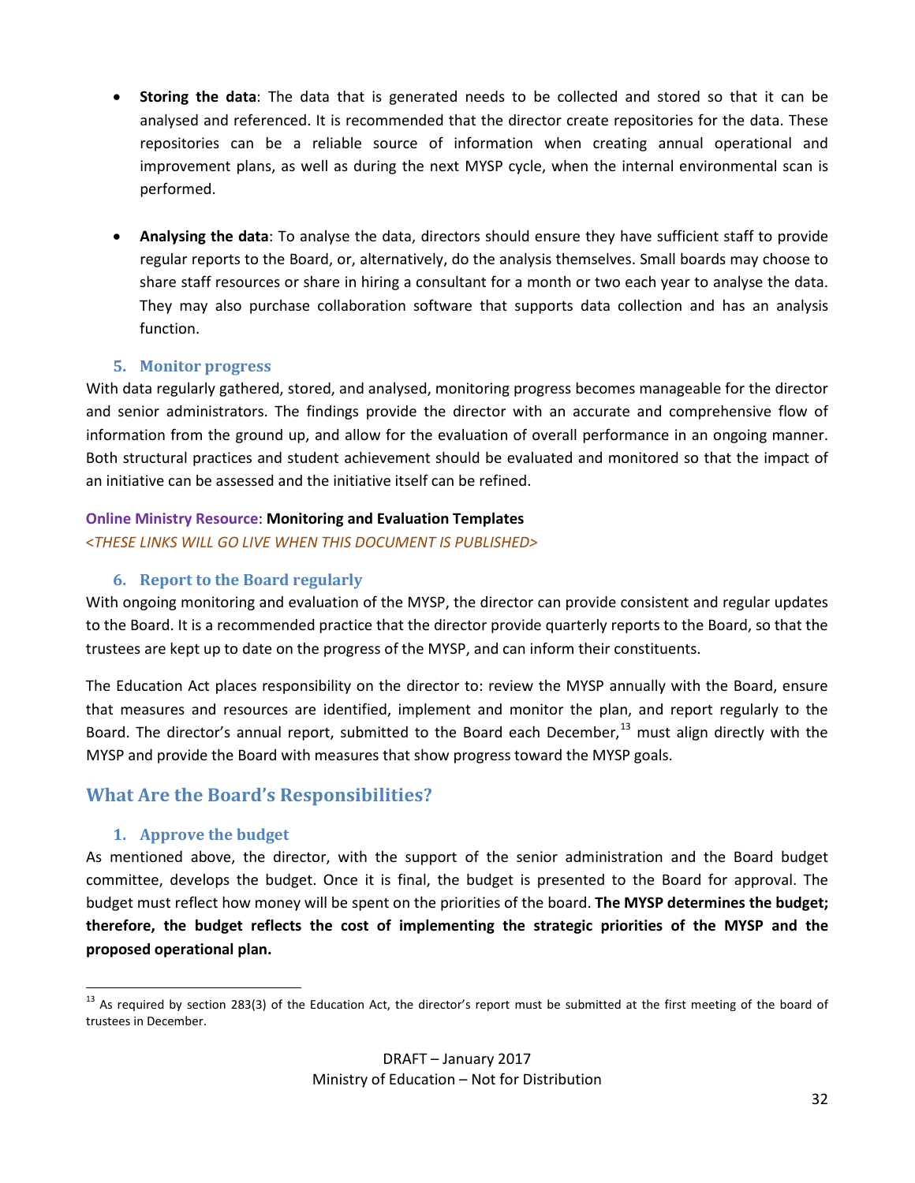- **Storing the data**: The data that is generated needs to be collected and stored so that it can be analysed and referenced. It is recommended that the director create repositories for the data. These repositories can be a reliable source of information when creating annual operational and improvement plans, as well as during the next MYSP cycle, when the internal environmental scan is performed.

- **Analysing the data**: To analyse the data, directors should ensure they have sufficient staff to provide regular reports to the Board, or, alternatively, do the analysis themselves. Small boards may choose to share staff resources or share in hiring a consultant for a month or two each year to analyse the data. They may also purchase collaboration software that supports data collection and has an analysis function.

### 5. Monitor progress

With data regularly gathered, stored, and analysed, monitoring progress becomes manageable for the director and senior administrators. The findings provide the director with an accurate and comprehensive flow of information from the ground up, and allow for the evaluation of overall performance in an ongoing manner. Both structural practices and student achievement should be evaluated and monitored so that the impact of an initiative can be assessed and the initiative itself can be refined.

Online Ministry Resource: **Monitoring and Evaluation Templates**
*<THESE LINKS WILL GO LIVE WHEN THIS DOCUMENT IS PUBLISHED>*

### 6. Report to the Board regularly

With ongoing monitoring and evaluation of the MYSP, the director can provide consistent and regular updates to the Board. It is a recommended practice that the director provide quarterly reports to the Board, so that the trustees are kept up to date on the progress of the MYSP, and can inform their constituents.

The Education Act places responsibility on the director to: review the MYSP annually with the Board, ensure that measures and resources are identified, implement and monitor the plan, and report regularly to the Board. The director's annual report, submitted to the Board each December,[13] must align directly with the MYSP and provide the Board with measures that show progress toward the MYSP goals.

## What Are the Board's Responsibilities?

### 1. Approve the budget

As mentioned above, the director, with the support of the senior administration and the Board budget committee, develops the budget. Once it is final, the budget is presented to the Board for approval. The budget must reflect how money will be spent on the priorities of the board. **The MYSP determines the budget; therefore, the budget reflects the cost of implementing the strategic priorities of the MYSP and the proposed operational plan.**

---

[13] As required by section 283(3) of the Education Act, the director's report must be submitted at the first meeting of the board of trustees in December.

DRAFT – January 2017
Ministry of Education – Not for Distribution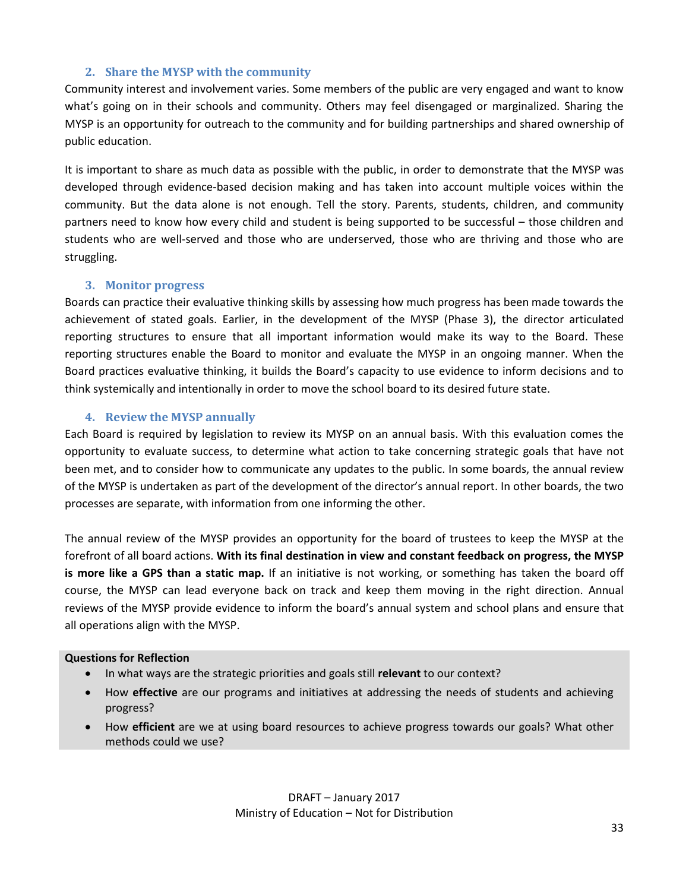### 2. Share the MYSP with the community

Community interest and involvement varies. Some members of the public are very engaged and want to know what's going on in their schools and community. Others may feel disengaged or marginalized. Sharing the MYSP is an opportunity for outreach to the community and for building partnerships and shared ownership of public education.

It is important to share as much data as possible with the public, in order to demonstrate that the MYSP was developed through evidence-based decision making and has taken into account multiple voices within the community. But the data alone is not enough. Tell the story. Parents, students, children, and community partners need to know how every child and student is being supported to be successful – those children and students who are well-served and those who are underserved, those who are thriving and those who are struggling.

### 3. Monitor progress

Boards can practice their evaluative thinking skills by assessing how much progress has been made towards the achievement of stated goals. Earlier, in the development of the MYSP (Phase 3), the director articulated reporting structures to ensure that all important information would make its way to the Board. These reporting structures enable the Board to monitor and evaluate the MYSP in an ongoing manner. When the Board practices evaluative thinking, it builds the Board's capacity to use evidence to inform decisions and to think systemically and intentionally in order to move the school board to its desired future state.

### 4. Review the MYSP annually

Each Board is required by legislation to review its MYSP on an annual basis. With this evaluation comes the opportunity to evaluate success, to determine what action to take concerning strategic goals that have not been met, and to consider how to communicate any updates to the public. In some boards, the annual review of the MYSP is undertaken as part of the development of the director's annual report. In other boards, the two processes are separate, with information from one informing the other.

The annual review of the MYSP provides an opportunity for the board of trustees to keep the MYSP at the forefront of all board actions. **With its final destination in view and constant feedback on progress, the MYSP is more like a GPS than a static map.** If an initiative is not working, or something has taken the board off course, the MYSP can lead everyone back on track and keep them moving in the right direction. Annual reviews of the MYSP provide evidence to inform the board's annual system and school plans and ensure that all operations align with the MYSP.

**Questions for Reflection**

- In what ways are the strategic priorities and goals still **relevant** to our context?
- How **effective** are our programs and initiatives at addressing the needs of students and achieving progress?
- How **efficient** are we at using board resources to achieve progress towards our goals? What other methods could we use?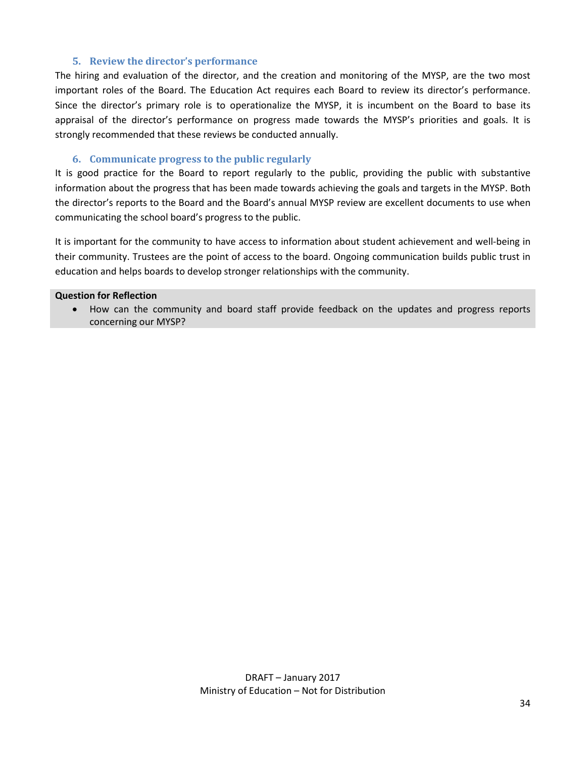### 5. Review the director's performance

The hiring and evaluation of the director, and the creation and monitoring of the MYSP, are the two most important roles of the Board. The Education Act requires each Board to review its director's performance. Since the director's primary role is to operationalize the MYSP, it is incumbent on the Board to base its appraisal of the director's performance on progress made towards the MYSP's priorities and goals. It is strongly recommended that these reviews be conducted annually.

### 6. Communicate progress to the public regularly

It is good practice for the Board to report regularly to the public, providing the public with substantive information about the progress that has been made towards achieving the goals and targets in the MYSP. Both the director's reports to the Board and the Board's annual MYSP review are excellent documents to use when communicating the school board's progress to the public.

It is important for the community to have access to information about student achievement and well-being in their community. Trustees are the point of access to the board. Ongoing communication builds public trust in education and helps boards to develop stronger relationships with the community.

**Question for Reflection**

- How can the community and board staff provide feedback on the updates and progress reports concerning our MYSP?

DRAFT – January 2017
Ministry of Education – Not for Distribution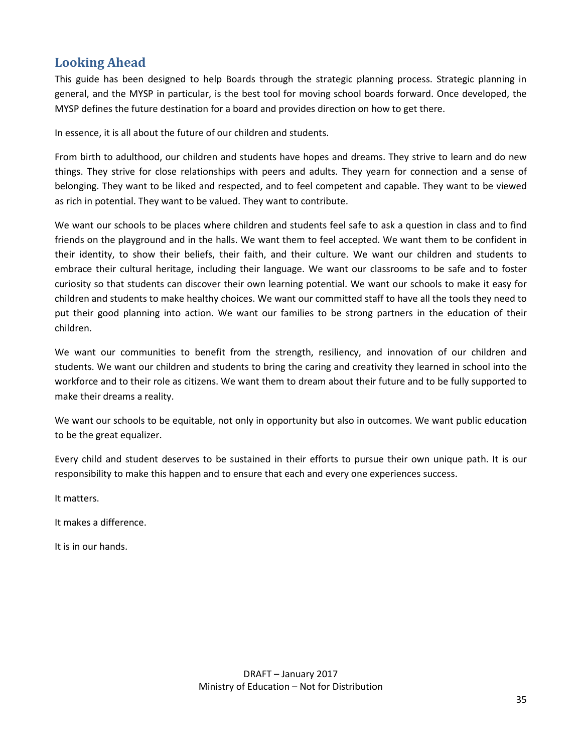## Looking Ahead

This guide has been designed to help Boards through the strategic planning process. Strategic planning in general, and the MYSP in particular, is the best tool for moving school boards forward. Once developed, the MYSP defines the future destination for a board and provides direction on how to get there.

In essence, it is all about the future of our children and students.

From birth to adulthood, our children and students have hopes and dreams. They strive to learn and do new things. They strive for close relationships with peers and adults. They yearn for connection and a sense of belonging. They want to be liked and respected, and to feel competent and capable. They want to be viewed as rich in potential. They want to be valued. They want to contribute.

We want our schools to be places where children and students feel safe to ask a question in class and to find friends on the playground and in the halls. We want them to feel accepted. We want them to be confident in their identity, to show their beliefs, their faith, and their culture. We want our children and students to embrace their cultural heritage, including their language. We want our classrooms to be safe and to foster curiosity so that students can discover their own learning potential. We want our schools to make it easy for children and students to make healthy choices. We want our committed staff to have all the tools they need to put their good planning into action. We want our families to be strong partners in the education of their children.

We want our communities to benefit from the strength, resiliency, and innovation of our children and students. We want our children and students to bring the caring and creativity they learned in school into the workforce and to their role as citizens. We want them to dream about their future and to be fully supported to make their dreams a reality.

We want our schools to be equitable, not only in opportunity but also in outcomes. We want public education to be the great equalizer.

Every child and student deserves to be sustained in their efforts to pursue their own unique path. It is our responsibility to make this happen and to ensure that each and every one experiences success.

It matters.

It makes a difference.

It is in our hands.

DRAFT – January 2017
Ministry of Education – Not for Distribution